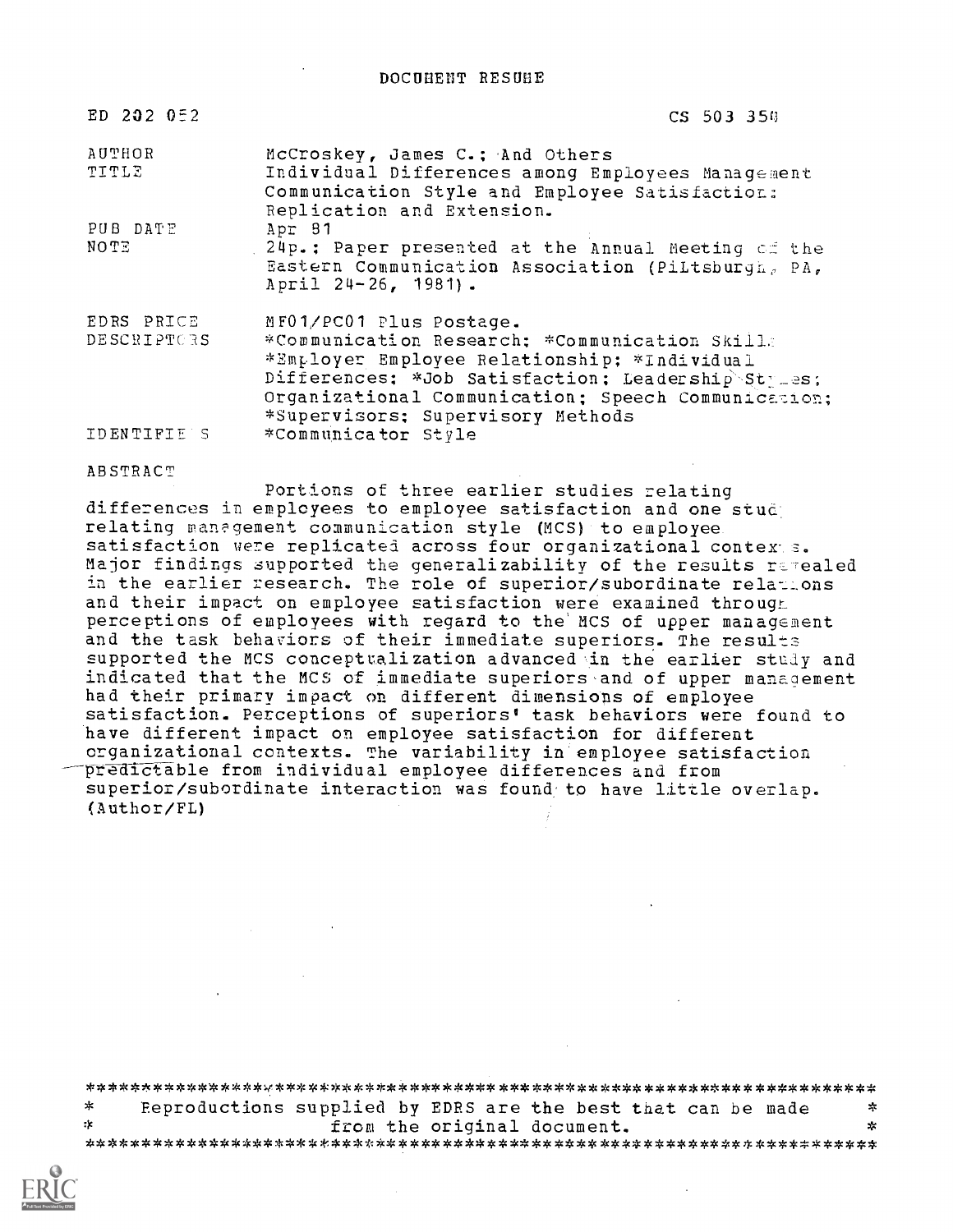DOCUMENT RESUME

| | |
|---|---|
| ED 202 052 | CS 503 350 |
| AUTHOR | McCroskey, James C.; And Others |
| TITLE | Individual Differences among Employees Management Communication Style and Employee Satisfaction: Replication and Extension. |
| PUB DATE | Apr 81 |
| NOTE | 24p.: Paper presented at the Annual Meeting of the Eastern Communication Association (Pittsburgh, PA, April 24-26, 1981). |
| EDRS PRICE | MF01/PC01 Plus Postage. |
| DESCRIPTORS | *Communication Research; *Communication Skills; *Employer Employee Relationship; *Individual Differences; *Job Satisfaction; Leadership Styles; Organizational Communication; Speech Communication; *Supervisors; Supervisory Methods |
| IDENTIFIERS | *Communicator Style |

ABSTRACT

Portions of three earlier studies relating differences in employees to employee satisfaction and one study relating management communication style (MCS) to employee satisfaction were replicated across four organizational contexts. Major findings supported the generalizability of the results revealed in the earlier research. The role of superior/subordinate relations and their impact on employee satisfaction were examined through perceptions of employees with regard to the MCS of upper management and the task behaviors of their immediate superiors. The results supported the MCS conceptualization advanced in the earlier study and indicated that the MCS of immediate superiors and of upper management had their primary impact on different dimensions of employee satisfaction. Perceptions of superiors' task behaviors were found to have different impact on employee satisfaction for different organizational contexts. The variability in employee satisfaction predictable from individual employee differences and from superior/subordinate interaction was found to have little overlap. (Author/FL)

Reproductions supplied by EDRS are the best that can be made from the original document.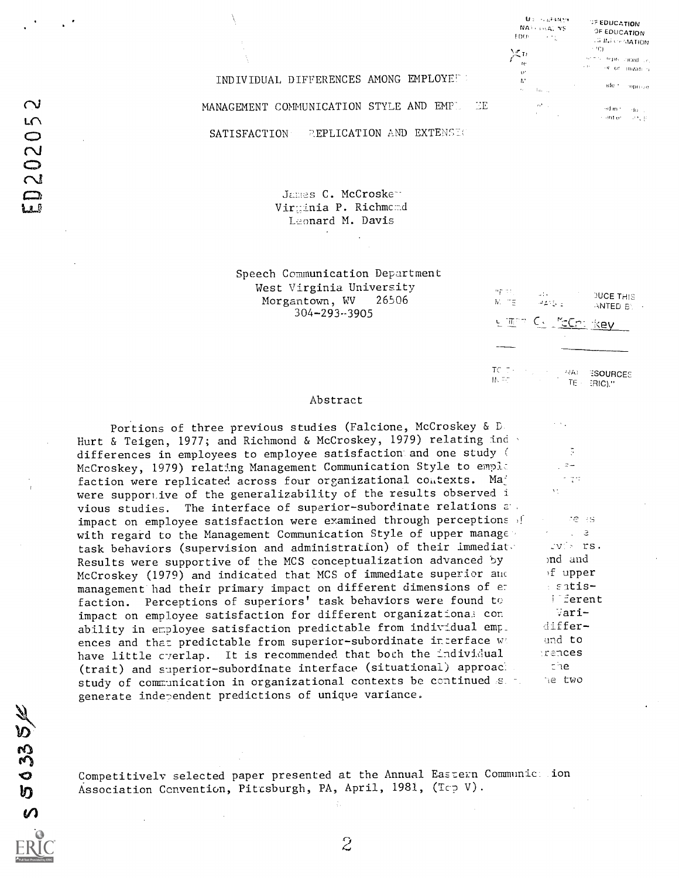# INDIVIDUAL DIFFERENCES AMONG EMPLOYEES, MANAGEMENT COMMUNICATION STYLE AND EMPLOYEE SATISFACTION: REPLICATION AND EXTENSION

James C. McCroskey
Virginia P. Richmond
Leonard M. Davis

Speech Communication Department
West Virginia University
Morgantown, WV 26506
304-293-3905

## Abstract

Portions of three previous studies (Falcione, McCroskey & D. Hurt & Teigen, 1977; and Richmond & McCroskey, 1979) relating individual differences in employees to employee satisfaction and one study (McCroskey, 1979) relating Management Communication Style to employee satisfaction were replicated across four organizational contexts. Major results were supportive of the generalizability of the results observed in previous studies. The interface of superior-subordinate relations and impact on employee satisfaction were examined through perceptions of with regard to the Management Communication Style of upper management and task behaviors (supervision and administration) of their immediate supervisors. Results were supportive of the MCS conceptualization advanced by Richmond and McCroskey (1979) and indicated that MCS of immediate superior and of upper management had their primary impact on different dimensions of employee satisfaction. Perceptions of superiors' task behaviors were found to impact on employee satisfaction for different organizational contexts. Variability in employee satisfaction predictable from individual differences and that predictable from superior-subordinate interface were found to have little overlap. It is recommended that both the individual differences (trait) and superior-subordinate interface (situational) approaches to the study of communication in organizational contexts be continued since the two generate independent predictions of unique variance.

Competitively selected paper presented at the Annual Eastern Communication Association Convention, Pittsburgh, PA, April, 1981, (Top V).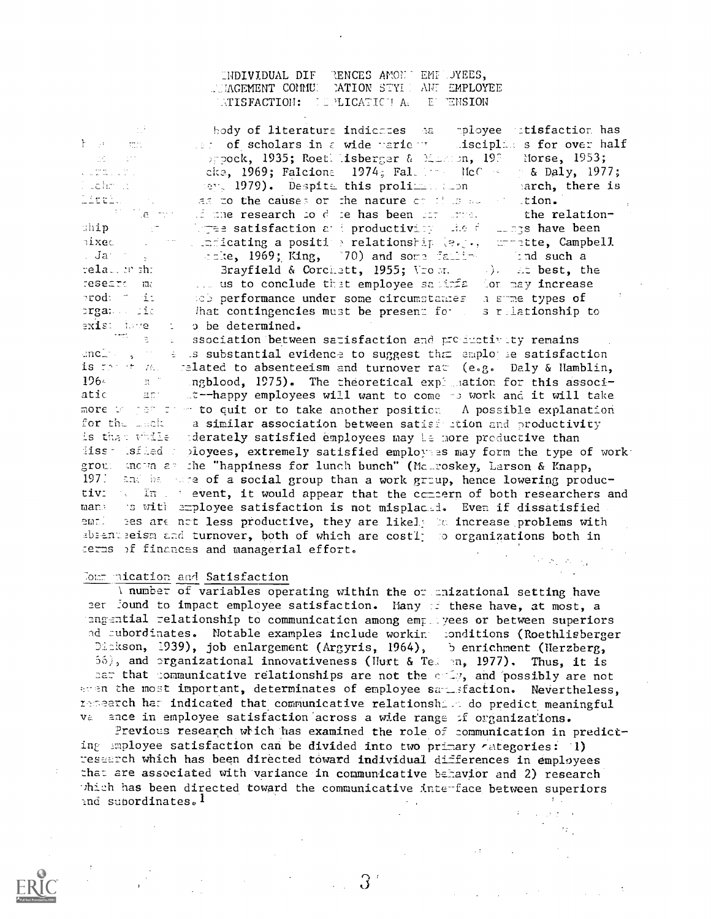INDIVIDUAL DIFFERENCES AMONG EMPLOYEES, MANAGEMENT COMMUNICATION STYLE AND EMPLOYEE SATISFACTION: REPLICATION AND EXTENSION

A body of literature indicates that employee satisfaction has been of concern of scholars in a wide variety of disciplines for over half a century (Hoppock, 1935; Roethlisberger & Dickson, 1939; Morse, 1953; Locke, 1969; Falcione, 1974; Falcione, McCroskey & Daly, 1977; Richmond, 1979). Despite this proliferation of research, there is little agreement as to the causes or the nature of this satisfaction.

The focus of the research to date has been on the relationship between satisfaction and productivity. The findings have been mixed, with some indicating a positive relationship (e.g., Dunnette, Campbell & Jaastad, 1967; Locke, 1969; King, 1970) and some failing to find such a relationship (Brayfield & Crockett, 1955; Vroom, 1964). At best, the research may lead us to conclude that employee satisfaction may increase productivity or job performance under some circumstances in some types of organizations. What contingencies must be present for this relationship to exist have yet to be determined.

While the association between satisfaction and productivity remains unclear, there is substantial evidence to suggest that employee satisfaction is negatively related to absenteeism and turnover rate (e.g. Daly & Hamblin, 1964; Youngblood, 1975). The theoretical explanation for this association is apparent--happy employees will want to come to work and it will take more to get them to quit or to take another position. A possible explanation for the lack of a similar association between satisfaction and productivity is that while moderately satisfied employees may be more productive than dissatisfied employees, extremely satisfied employees may form the type of work group known as the "happiness for lunch bunch" (McCroskey, Larson & Knapp, 1971) and be more of a social group than a work group, hence lowering productivity. In any event, it would appear that the concern of both researchers and managers with employee satisfaction is not misplaced. Even if dissatisfied employees are not less productive, they are likely to increase problems with absenteeism and turnover, both of which are costly to organizations both in terms of finances and managerial effort.

## Communication and Satisfaction

A number of variables operating within the organizational setting have been found to impact employee satisfaction. Many of these have, at most, a tangential relationship to communication among employees or between superiors and subordinates. Notable examples include working conditions (Roethlisberger & Dickson, 1939), job enlargement (Argyris, 1964), job enrichment (Herzberg, 1966), and organizational innovativeness (Hurt & Teigen, 1977). Thus, it is clear that communicative relationships are not the only, and possibly are not even the most important, determinates of employee satisfaction. Nevertheless, research has indicated that communicative relationships do predict meaningful variance in employee satisfaction across a wide range of organizations.

Previous research which has examined the role of communication in predicting employee satisfaction can be divided into two primary categories: 1) research which has been directed toward individual differences in employees that are associated with variance in communicative behavior and 2) research which has been directed toward the communicative interface between superiors and subordinates.[1]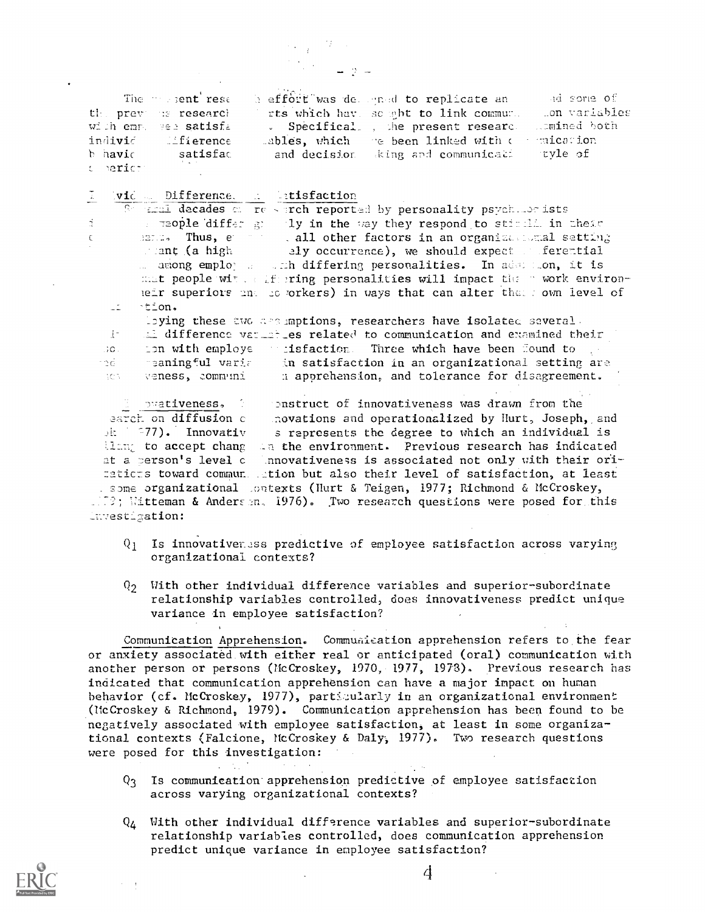The present research effort was designed to replicate and extend some of the previous research efforts which have sought to link communication variables with employee satisfaction. Specifically, the present research examined both individual difference variables, which have been linked with communication behavior and satisfaction, and decision-making and communication style of superiors.

Individual Differences and Satisfaction

Several decades of research reported by personality psychologists indicate that people differ greatly in the way they respond to stimuli in their environment. Thus, even with all other factors in an organizational setting held constant (a highly unlikely occurrence), we should expect differential satisfaction among employees with differing personalities. In addition, it is likely that people with differing personalities will impact their work environment (their superiors and co-workers) in ways that can alter their own level of satisfaction.

Employing these two assumptions, researchers have isolated several individual difference variables related to communication and examined their association with employee satisfaction. Three which have been found to be associated with meaningful variance in satisfaction in an organizational setting are innovativeness, communication apprehension, and tolerance for disagreement.

Innovativeness. The construct of innovativeness was drawn from the research on diffusion of innovations and operationalized by Hurt, Joseph, and Cook (1977). Innovativeness represents the degree to which an individual is willing to accept change in the environment. Previous research has indicated that a person's level of innovativeness is associated not only with their orientations toward communication but also their level of satisfaction, at least in some organizational contexts (Hurt & Teigen, 1977; Richmond & McCroskey, 1979; Witteman & Andersen, 1976). Two research questions were posed for this investigation:

- $Q_1$ Is innovativeness predictive of employee satisfaction across varying organizational contexts?

- $Q_2$ With other individual difference variables and superior-subordinate relationship variables controlled, does innovativeness predict unique variance in employee satisfaction?

Communication Apprehension. Communication apprehension refers to the fear or anxiety associated with either real or anticipated (oral) communication with another person or persons (McCroskey, 1970, 1977, 1978). Previous research has indicated that communication apprehension can have a major impact on human behavior (cf. McCroskey, 1977), particularly in an organizational environment (McCroskey & Richmond, 1979). Communication apprehension has been found to be negatively associated with employee satisfaction, at least in some organizational contexts (Falcione, McCroskey & Daly, 1977). Two research questions were posed for this investigation:

- $Q_3$ Is communication apprehension predictive of employee satisfaction across varying organizational contexts?

- $Q_4$ With other individual difference variables and superior-subordinate relationship variables controlled, does communication apprehension predict unique variance in employee satisfaction?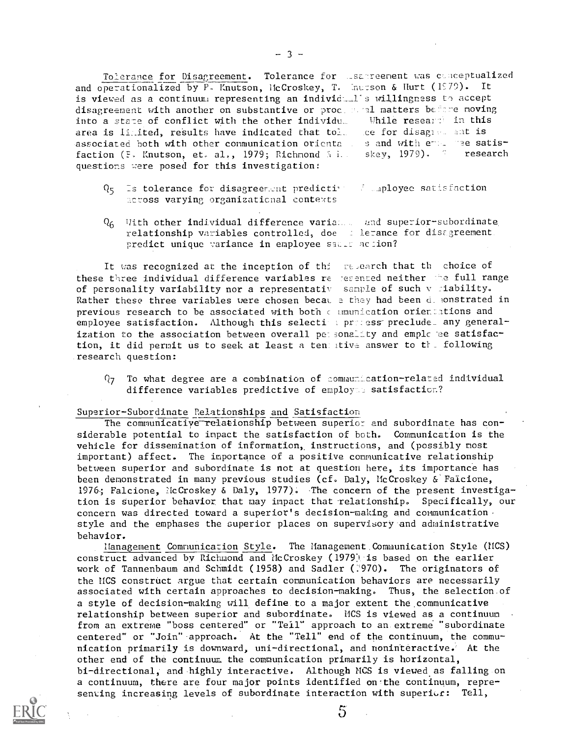Tolerance for Disagreement. Tolerance for disagreement was conceptualized and operationalized by P. Knutson, McCroskey, T. Knutson & Hurt (1979). It is viewed as a continuum representing an individual's willingness to accept disagreement with another on substantive or procedural matters before moving into a state of conflict with the other individual. While research in this area is limited, results have indicated that tolerance for disagreement is associated both with other communication orientations and with employee satisfaction (P. Knutson, et. al., 1979; Richmond & McCroskey, 1979). Two research questions were posed for this investigation:

$Q_5$ Is tolerance for disagreement predictive of employee satisfaction across varying organizational contexts

$Q_6$ With other individual difference variables and superior-subordinate relationship variables controlled, does tolerance for disagreement predict unique variance in employee satisfaction?

It was recognized at the inception of this research that the choice of these three individual difference variables represented neither the full range of personality variability nor a representative sample of such variability. Rather these three variables were chosen because they had been demonstrated in previous research to be associated with both communication orientations and employee satisfaction. Although this selection process precludes any generalization to the association between overall personality and employee satisfaction, it did permit us to seek at least a tentative answer to the following research question:

$Q_7$ To what degree are a combination of communication-related individual difference variables predictive of employee satisfaction?

## Superior-Subordinate Relationships and Satisfaction

The communicative relationship between superior and subordinate has considerable potential to impact the satisfaction of both. Communication is the vehicle for dissemination of information, instructions, and (possibly most important) affect. The importance of a positive communicative relationship between superior and subordinate is not at question here, its importance has been demonstrated in many previous studies (cf. Daly, McCroskey & Falcione, 1976; Falcione, McCroskey & Daly, 1977). The concern of the present investigation is superior behavior that may impact that relationship. Specifically, our concern was directed toward a superior's decision-making and communication style and the emphases the superior places on supervisory and administrative behavior.

Management Communication Style. The Management Communication Style (MCS) construct advanced by Richmond and McCroskey (1979) is based on the earlier work of Tannenbaum and Schmidt (1958) and Sadler (1970). The originators of the MCS construct argue that certain communication behaviors are necessarily associated with certain approaches to decision-making. Thus, the selection of a style of decision-making will define to a major extent the communicative relationship between superior and subordinate. MCS is viewed as a continuum from an extreme "boss centered" or "Tell" approach to an extreme "subordinate centered" or "Join" approach. At the "Tell" end of the continuum, the communication primarily is downward, uni-directional, and noninteractive. At the other end of the continuum the communication primarily is horizontal, bi-directional, and highly interactive. Although MCS is viewed as falling on a continuum, there are four major points identified on the continuum, representing increasing levels of subordinate interaction with superior: Tell,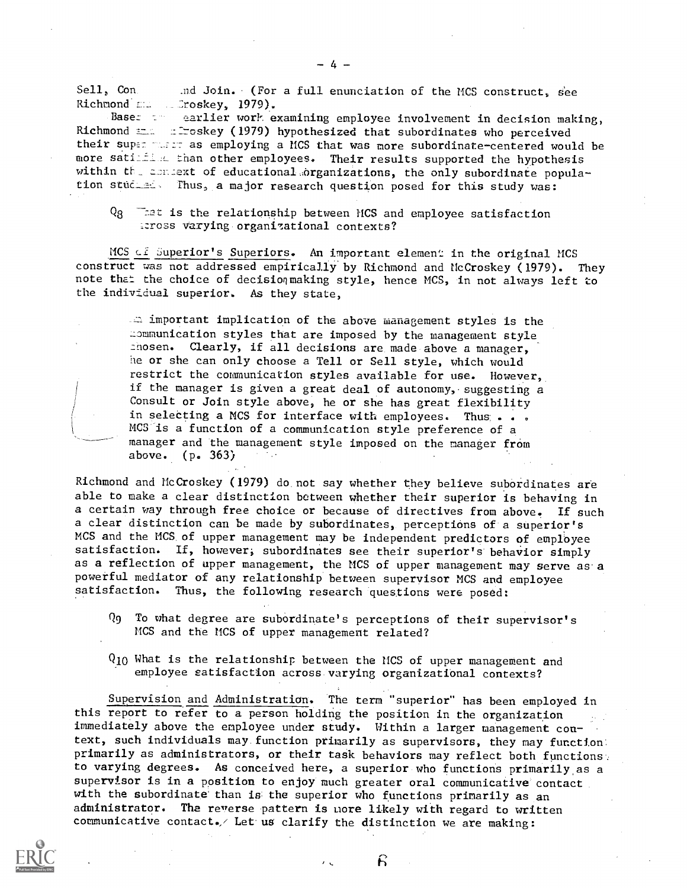Sell, Consult and Join. (For a full enunciation of the MCS construct, see Richmond and McCroskey, 1979).

Based on earlier work examining employee involvement in decision making, Richmond and McCroskey (1979) hypothesized that subordinates who perceived their superiors as employing a MCS that was more subordinate-centered would be more satisfied than other employees. Their results supported the hypothesis within the context of educational organizations, the only subordinate population studied. Thus, a major research question posed for this study was:

> $Q_8$ What is the relationship between MCS and employee satisfaction across varying organizational contexts?

MCS of Superior's Superiors. An important element in the original MCS construct was not addressed empirically by Richmond and McCroskey (1979). They note that the choice of decisionmaking style, hence MCS, in not always left to the individual superior. As they state,

> An important implication of the above management styles is the communication styles that are imposed by the management style chosen. Clearly, if all decisions are made above a manager, he or she can only choose a Tell or Sell style, which would restrict the communication styles available for use. However, if the manager is given a great deal of autonomy, suggesting a Consult or Join style above, he or she has great flexibility in selecting a MCS for interface with employees. Thus . . . MCS is a function of a communication style preference of a manager and the management style imposed on the manager from above. (p. 363)

Richmond and McCroskey (1979) do not say whether they believe subordinates are able to make a clear distinction between whether their superior is behaving in a certain way through free choice or because of directives from above. If such a clear distinction can be made by subordinates, perceptions of a superior's MCS and the MCS of upper management may be independent predictors of employee satisfaction. If, however, subordinates see their superior's behavior simply as a reflection of upper management, the MCS of upper management may serve as a powerful mediator of any relationship between supervisor MCS and employee satisfaction. Thus, the following research questions were posed:

> $Q_9$ To what degree are subordinate's perceptions of their supervisor's MCS and the MCS of upper management related?
>
> $Q_{10}$ What is the relationship between the MCS of upper management and employee satisfaction across varying organizational contexts?

Supervision and Administration. The term "superior" has been employed in this report to refer to a person holding the position in the organization immediately above the employee under study. Within a larger management context, such individuals may function primarily as supervisors, they may function primarily as administrators, or their task behaviors may reflect both functions to varying degrees. As conceived here, a superior who functions primarily as a supervisor is in a position to enjoy much greater oral communicative contact with the subordinate than is the superior who functions primarily as an administrator. The reverse pattern is more likely with regard to written communicative contact. Let us clarify the distinction we are making: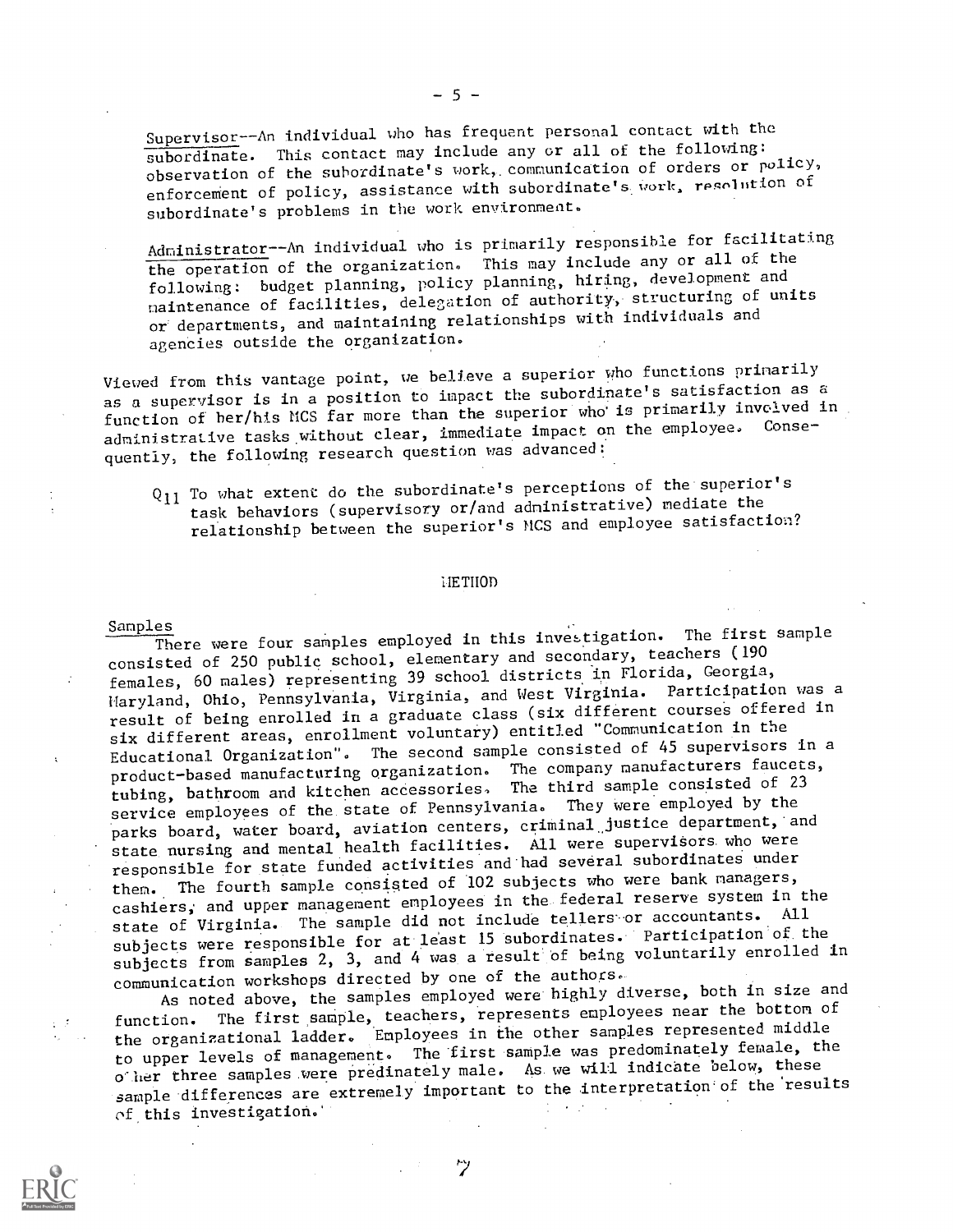Supervisor--An individual who has frequent personal contact with the subordinate. This contact may include any or all of the following: observation of the subordinate's work, communication of orders or policy, enforcement of policy, assistance with subordinate's work, resolution of subordinate's problems in the work environment.

Administrator--An individual who is primarily responsible for facilitating the operation of the organization. This may include any or all of the following: budget planning, policy planning, hiring, development and maintenance of facilities, delegation of authority, structuring of units or departments, and maintaining relationships with individuals and agencies outside the organization.

Viewed from this vantage point, we believe a superior who functions primarily as a supervisor is in a position to impact the subordinate's satisfaction as a function of her/his MCS far more than the superior who is primarily involved in administrative tasks without clear, immediate impact on the employee. Consequently, the following research question was advanced:

$Q_{11}$ To what extent do the subordinate's perceptions of the superior's task behaviors (supervisory or/and administrative) mediate the relationship between the superior's MCS and employee satisfaction?

## METHOD

### Samples

There were four samples employed in this investigation. The first sample consisted of 250 public school, elementary and secondary, teachers (190 females, 60 males) representing 39 school districts in Florida, Georgia, Maryland, Ohio, Pennsylvania, Virginia, and West Virginia. Participation was a result of being enrolled in a graduate class (six different courses offered in six different areas, enrollment voluntary) entitled "Communication in the Educational Organization". The second sample consisted of 45 supervisors in a product-based manufacturing organization. The company manufacturers faucets, tubing, bathroom and kitchen accessories. The third sample consisted of 23 service employees of the state of Pennsylvania. They were employed by the parks board, water board, aviation centers, criminal justice department, and state nursing and mental health facilities. All were supervisors who were responsible for state funded activities and had several subordinates under them. The fourth sample consisted of 102 subjects who were bank managers, cashiers, and upper management employees in the federal reserve system in the state of Virginia. The sample did not include tellers or accountants. All subjects were responsible for at least 15 subordinates. Participation of the subjects from samples 2, 3, and 4 was a result of being voluntarily enrolled in communication workshops directed by one of the authors.

As noted above, the samples employed were highly diverse, both in size and function. The first sample, teachers, represents employees near the bottom of the organizational ladder. Employees in the other samples represented middle to upper levels of management. The first sample was predominately female, the other three samples were predinately male. As we will indicate below, these sample differences are extremely important to the interpretation of the results of this investigation.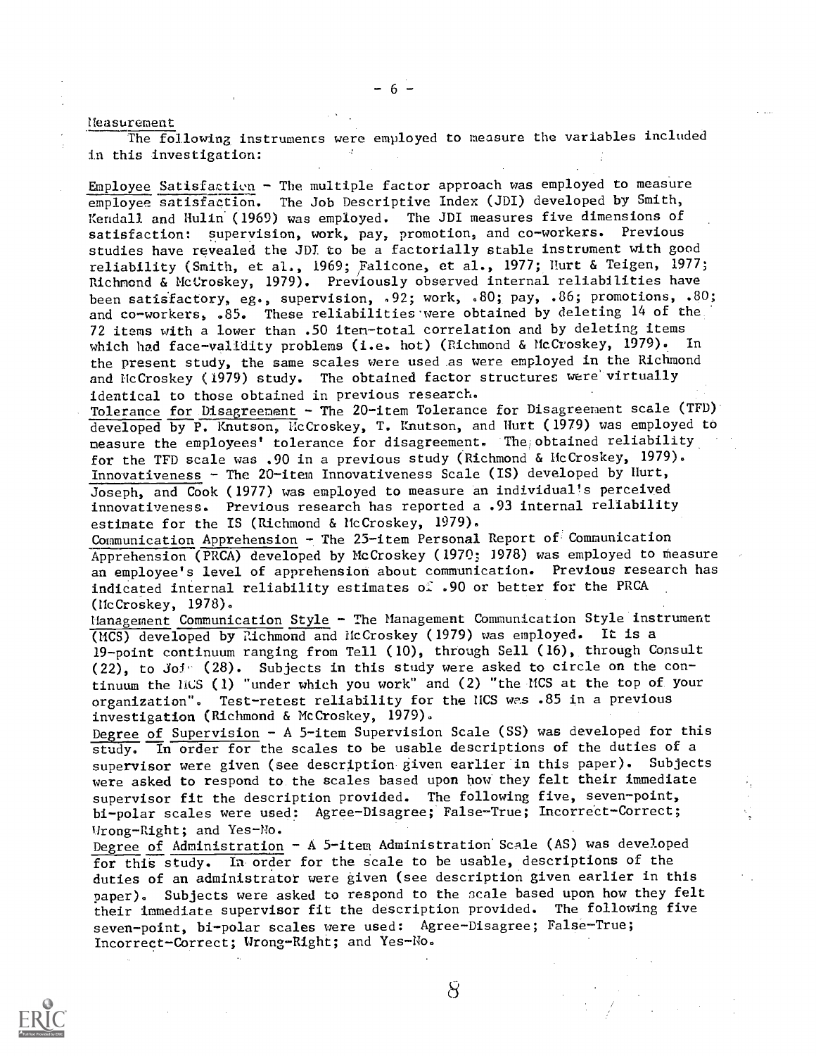Measurement

The following instruments were employed to measure the variables included in this investigation:

Employee Satisfaction - The multiple factor approach was employed to measure employee satisfaction. The Job Descriptive Index (JDI) developed by Smith, Kendall and Hulin (1969) was employed. The JDI measures five dimensions of satisfaction: supervision, work, pay, promotion, and co-workers. Previous studies have revealed the JDI to be a factorially stable instrument with good reliability (Smith, et al., 1969; Falicone, et al., 1977; Hurt & Teigen, 1977; Richmond & McCroskey, 1979). Previously observed internal reliabilities have been satisfactory, eg., supervision, .92; work, .80; pay, .86; promotions, .80; and co-workers, .85. These reliabilities were obtained by deleting 14 of the 72 items with a lower than .50 item-total correlation and by deleting items which had face-validity problems (i.e. hot) (Richmond & McCroskey, 1979). In the present study, the same scales were used as were employed in the Richmond and McCroskey (1979) study. The obtained factor structures were virtually identical to those obtained in previous research.

Tolerance for Disagreement - The 20-item Tolerance for Disagreement scale (TFD) developed by P. Knutson, McCroskey, T. Knutson, and Hurt (1979) was employed to measure the employees' tolerance for disagreement. The obtained reliability for the TFD scale was .90 in a previous study (Richmond & McCroskey, 1979).

Innovativeness - The 20-item Innovativeness Scale (IS) developed by Hurt, Joseph, and Cook (1977) was employed to measure an individual's perceived innovativeness. Previous research has reported a .93 internal reliability estimate for the IS (Richmond & McCroskey, 1979).

Communication Apprehension - The 25-item Personal Report of Communication Apprehension (PRCA) developed by McCroskey (1970; 1978) was employed to measure an employee's level of apprehension about communication. Previous research has indicated internal reliability estimates of .90 or better for the PRCA (McCroskey, 1978).

Management Communication Style - The Management Communication Style instrument (MCS) developed by Richmond and McCroskey (1979) was employed. It is a 19-point continuum ranging from Tell (10), through Sell (16), through Consult (22), to Join (28). Subjects in this study were asked to circle on the continuum the MCS (1) "under which you work" and (2) "the MCS at the top of your organization". Test-retest reliability for the MCS was .85 in a previous investigation (Richmond & McCroskey, 1979).

Degree of Supervision - A 5-item Supervision Scale (SS) was developed for this study. In order for the scales to be usable descriptions of the duties of a supervisor were given (see description given earlier in this paper). Subjects were asked to respond to the scales based upon how they felt their immediate supervisor fit the description provided. The following five, seven-point, bi-polar scales were used: Agree-Disagree; False-True; Incorrect-Correct; Wrong-Right; and Yes-No.

Degree of Administration - A 5-item Administration Scale (AS) was developed for this study. In order for the scale to be usable, descriptions of the duties of an administrator were given (see description given earlier in this paper). Subjects were asked to respond to the scale based upon how they felt their immediate supervisor fit the description provided. The following five seven-point, bi-polar scales were used: Agree-Disagree; False-True; Incorrect-Correct; Wrong-Right; and Yes-No.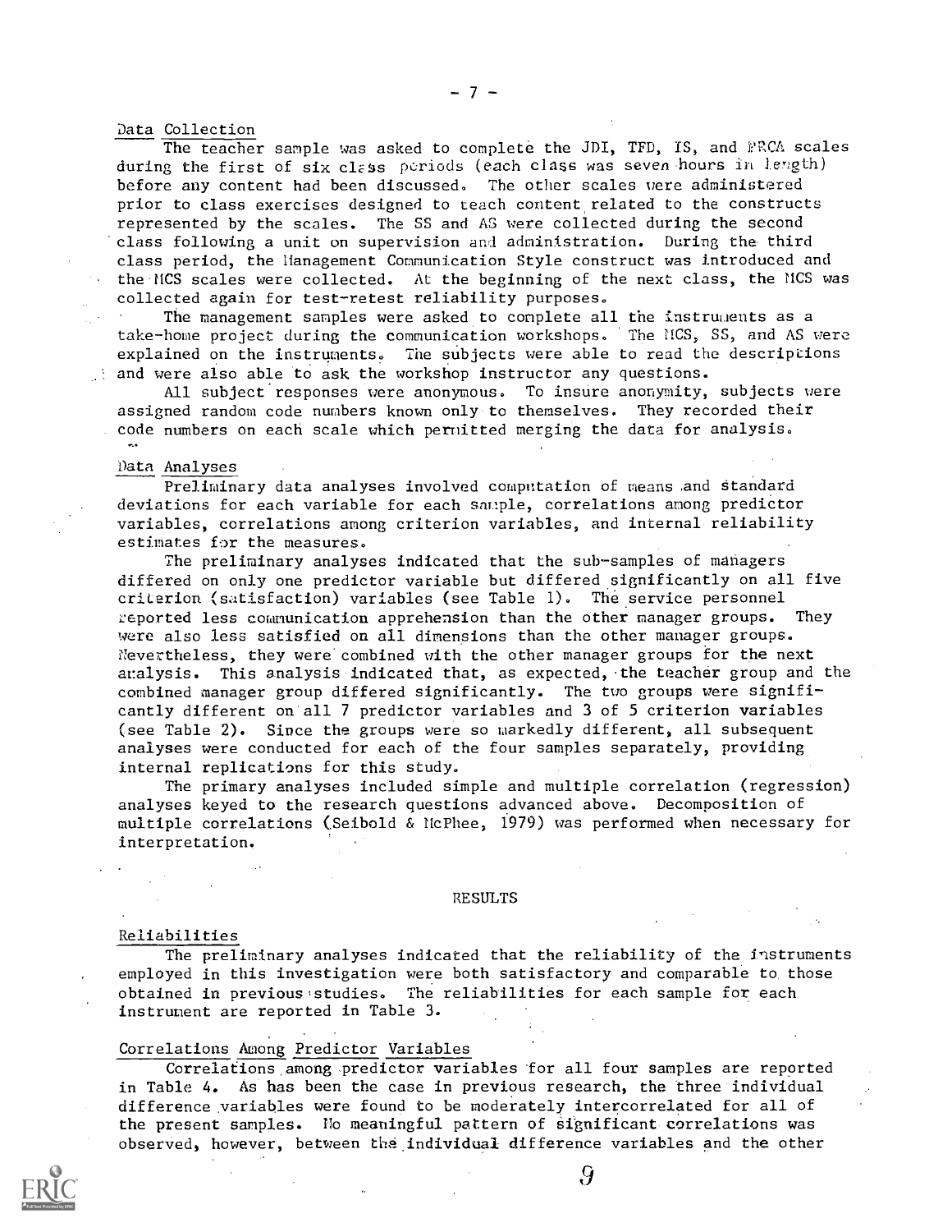### Data Collection

The teacher sample was asked to complete the JDI, TFD, IS, and PRCA scales during the first of six class periods (each class was seven hours in length) before any content had been discussed. The other scales were administered prior to class exercises designed to teach content related to the constructs represented by the scales. The SS and AS were collected during the second class following a unit on supervision and administration. During the third class period, the Management Communication Style construct was introduced and the MCS scales were collected. At the beginning of the next class, the MCS was collected again for test-retest reliability purposes.

The management samples were asked to complete all the instruments as a take-home project during the communication workshops. The MCS, SS, and AS were explained on the instruments. The subjects were able to read the descriptions and were also able to ask the workshop instructor any questions.

All subject responses were anonymous. To insure anonymity, subjects were assigned random code numbers known only to themselves. They recorded their code numbers on each scale which permitted merging the data for analysis.

### Data Analyses

Preliminary data analyses involved computation of means and standard deviations for each variable for each sample, correlations among predictor variables, correlations among criterion variables, and internal reliability estimates for the measures.

The preliminary analyses indicated that the sub-samples of managers differed on only one predictor variable but differed significantly on all five criterion (satisfaction) variables (see Table 1). The service personnel reported less communication apprehension than the other manager groups. They were also less satisfied on all dimensions than the other manager groups. Nevertheless, they were combined with the other manager groups for the next analysis. This analysis indicated that, as expected, the teacher group and the combined manager group differed significantly. The two groups were significantly different on all 7 predictor variables and 3 of 5 criterion variables (see Table 2). Since the groups were so markedly different, all subsequent analyses were conducted for each of the four samples separately, providing internal replications for this study.

The primary analyses included simple and multiple correlation (regression) analyses keyed to the research questions advanced above. Decomposition of multiple correlations (Seibold & McPhee, 1979) was performed when necessary for interpretation.

## RESULTS

### Reliabilities

The preliminary analyses indicated that the reliability of the instruments employed in this investigation were both satisfactory and comparable to those obtained in previous studies. The reliabilities for each sample for each instrument are reported in Table 3.

### Correlations Among Predictor Variables

Correlations among predictor variables for all four samples are reported in Table 4. As has been the case in previous research, the three individual difference variables were found to be moderately intercorrelated for all of the present samples. No meaningful pattern of significant correlations was observed, however, between the individual difference variables and the other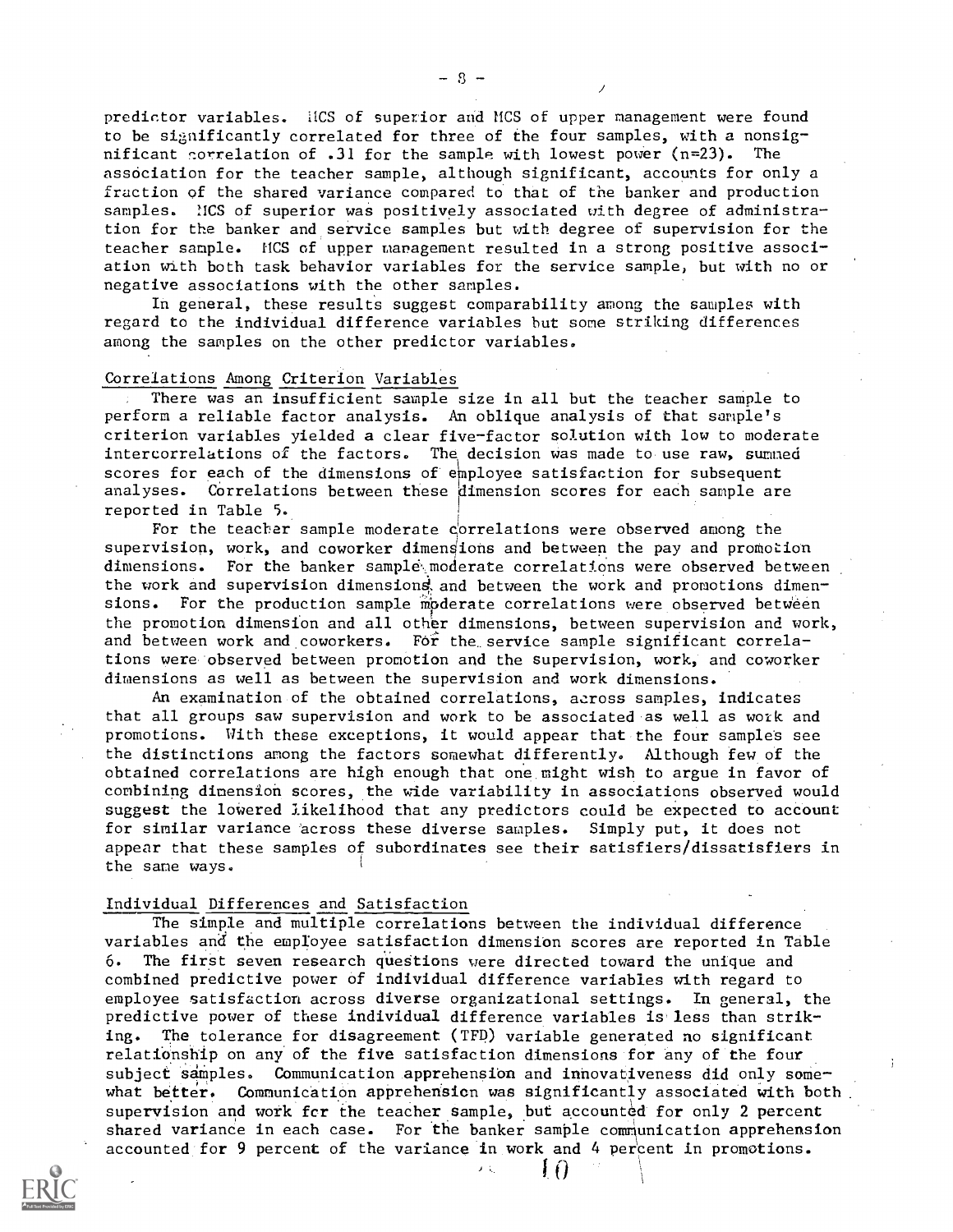predictor variables. MCS of superior and MCS of upper management were found to be significantly correlated for three of the four samples, with a nonsignificant correlation of .31 for the sample with lowest power (n=23). The association for the teacher sample, although significant, accounts for only a fraction of the shared variance compared to that of the banker and production samples. MCS of superior was positively associated with degree of administration for the banker and service samples but with degree of supervision for the teacher sample. MCS of upper management resulted in a strong positive association with both task behavior variables for the service sample, but with no or negative associations with the other samples.

In general, these results suggest comparability among the samples with regard to the individual difference variables but some striking differences among the samples on the other predictor variables.

## Correlations Among Criterion Variables

There was an insufficient sample size in all but the teacher sample to perform a reliable factor analysis. An oblique analysis of that sample's criterion variables yielded a clear five-factor solution with low to moderate intercorrelations of the factors. The decision was made to use raw, summed scores for each of the dimensions of employee satisfaction for subsequent analyses. Correlations between these dimension scores for each sample are reported in Table 5.

For the teacher sample moderate correlations were observed among the supervision, work, and coworker dimensions and between the pay and promotion dimensions. For the banker sample moderate correlations were observed between the work and supervision dimensions and between the work and promotions dimensions. For the production sample moderate correlations were observed between the promotion dimension and all other dimensions, between supervision and work, and between work and coworkers. For the service sample significant correlations were observed between promotion and the supervision, work, and coworker dimensions as well as between the supervision and work dimensions.

An examination of the obtained correlations, across samples, indicates that all groups saw supervision and work to be associated as well as work and promotions. With these exceptions, it would appear that the four samples see the distinctions among the factors somewhat differently. Although few of the obtained correlations are high enough that one might wish to argue in favor of combining dimension scores, the wide variability in associations observed would suggest the lowered likelihood that any predictors could be expected to account for similar variance across these diverse samples. Simply put, it does not appear that these samples of subordinates see their satisfiers/dissatisfiers in the same ways.

## Individual Differences and Satisfaction

The simple and multiple correlations between the individual difference variables and the employee satisfaction dimension scores are reported in Table 6. The first seven research questions were directed toward the unique and combined predictive power of individual difference variables with regard to employee satisfaction across diverse organizational settings. In general, the predictive power of these individual difference variables is less than striking. The tolerance for disagreement (TFD) variable generated no significant relationship on any of the five satisfaction dimensions for any of the four subject samples. Communication apprehension and innovativeness did only somewhat better. Communication apprehension was significantly associated with both supervision and work for the teacher sample, but accounted for only 2 percent shared variance in each case. For the banker sample communication apprehension accounted for 9 percent of the variance in work and 4 percent in promotions.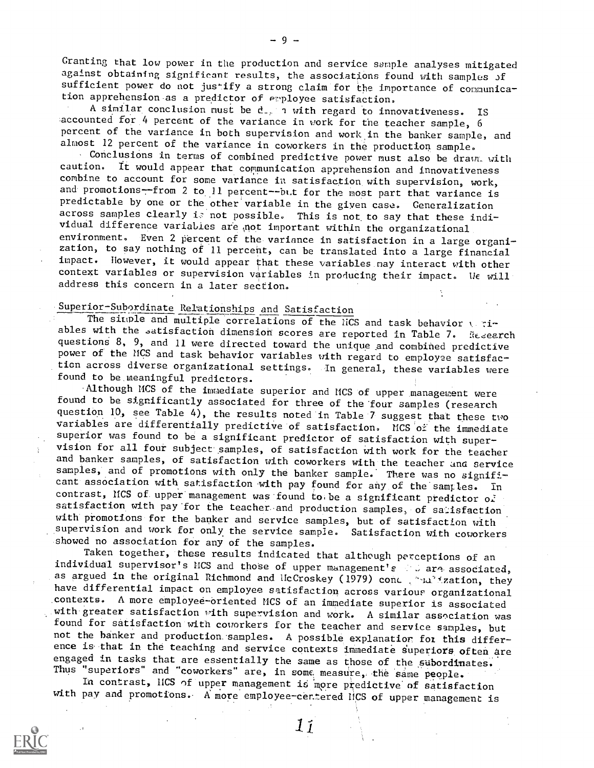Granting that low power in the production and service sample analyses mitigated against obtaining significant results, the associations found with samples of sufficient power do not justify a strong claim for the importance of communication apprehension as a predictor of employee satisfaction.

A similar conclusion must be drawn with regard to innovativeness. IS accounted for 4 percent of the variance in work for the teacher sample, 6 percent of the variance in both supervision and work in the banker sample, and almost 12 percent of the variance in coworkers in the production sample.

Conclusions in terms of combined predictive power must also be drawn with caution. It would appear that communication apprehension and innovativeness combine to account for some variance in satisfaction with supervision, work, and promotions--from 2 to 11 percent--but for the most part that variance is predictable by one or the other variable in the given case. Generalization across samples clearly is not possible. This is not to say that these individual difference variables are not important within the organizational environment. Even 2 percent of the variance in satisfaction in a large organization, to say nothing of 11 percent, can be translated into a large financial impact. However, it would appear that these variables may interact with other context variables or supervision variables in producing their impact. We will address this concern in a later section.

## Superior-Subordinate Relationships and Satisfaction

The simple and multiple correlations of the MCS and task behavior variables with the satisfaction dimension scores are reported in Table 7. Research questions 8, 9, and 11 were directed toward the unique and combined predictive power of the MCS and task behavior variables with regard to employee satisfaction across diverse organizational settings. In general, these variables were found to be meaningful predictors.

Although MCS of the immediate superior and MCS of upper management were found to be significantly associated for three of the four samples (research question 10, see Table 4), the results noted in Table 7 suggest that these two variables are differentially predictive of satisfaction. MCS of the immediate superior was found to be a significant predictor of satisfaction with supervision for all four subject samples, of satisfaction with work for the teacher and banker samples, of satisfaction with coworkers with the teacher and service samples, and of promotions with only the banker sample. There was no significant association with satisfaction with pay found for any of the samples. In contrast, MCS of upper management was found to be a significant predictor of satisfaction with pay for the teacher and production samples, of satisfaction with promotions for the banker and service samples, but of satisfaction with supervision and work for only the service sample. Satisfaction with coworkers showed no association for any of the samples.

Taken together, these results indicated that although perceptions of an individual supervisor's MCS and those of upper management's MCS are associated, as argued in the original Richmond and McCroskey (1979) conceptualization, they have differential impact on employee satisfaction across various organizational contexts. A more employee-oriented MCS of an immediate superior is associated with greater satisfaction with supervision and work. A similar association was found for satisfaction with coworkers for the teacher and service samples, but not the banker and production samples. A possible explanation for this difference is that in the teaching and service contexts immediate superiors often are engaged in tasks that are essentially the same as those of the subordinates. Thus "superiors" and "coworkers" are, in some measure, the same people.

In contrast, MCS of upper management is more predictive of satisfaction with pay and promotions. A more employee-centered MCS of upper management is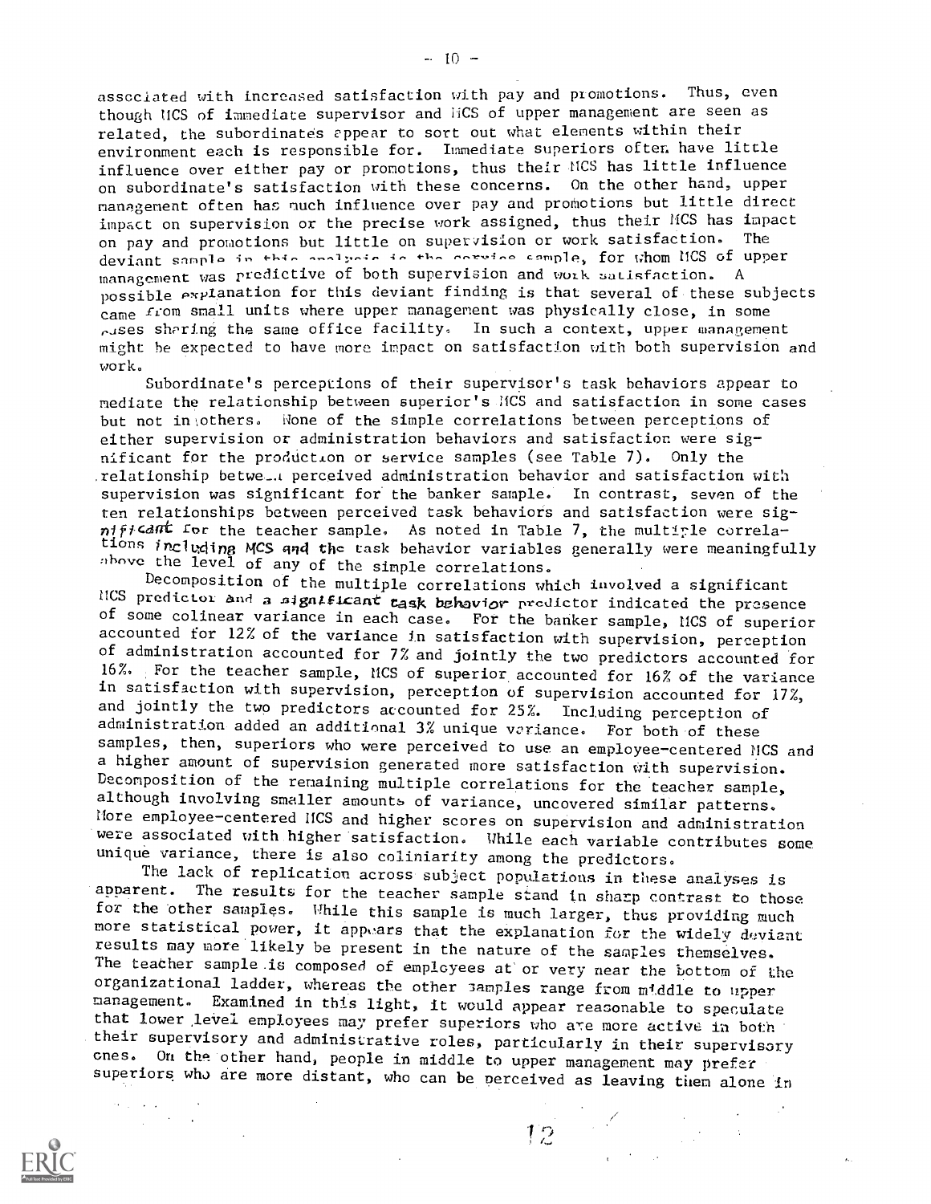associated with increased satisfaction with pay and promotions. Thus, even though MCS of immediate supervisor and MCS of upper management are seen as related, the subordinates appear to sort out what elements within their environment each is responsible for. Immediate superiors often have little influence over either pay or promotions, thus their MCS has little influence on subordinate's satisfaction with these concerns. On the other hand, upper management often has much influence over pay and promotions but little direct impact on supervision or the precise work assigned, thus their MCS has impact on pay and promotions but little on supervision or work satisfaction. The deviant sample in this analysis is the service sample, for whom MCS of upper management was predictive of both supervision and work satisfaction. A possible explanation for this deviant finding is that several of these subjects came from small units where upper management was physically close, in some cases sharing the same office facility. In such a context, upper management might be expected to have more impact on satisfaction with both supervision and work.

Subordinate's perceptions of their supervisor's task behaviors appear to mediate the relationship between superior's MCS and satisfaction in some cases but not in others. None of the simple correlations between perceptions of either supervision or administration behaviors and satisfaction were significant for the production or service samples (see Table 7). Only the relationship between perceived administration behavior and satisfaction with supervision was significant for the banker sample. In contrast, seven of the ten relationships between perceived task behaviors and satisfaction were significant for the teacher sample. As noted in Table 7, the multiple correlations including MCS and the task behavior variables generally were meaningfully above the level of any of the simple correlations.

Decomposition of the multiple correlations which involved a significant MCS predictor and a significant task behavior predictor indicated the presence of some colinear variance in each case. For the banker sample, MCS of superior accounted for 12% of the variance in satisfaction with supervision, perception of administration accounted for 7% and jointly the two predictors accounted for 16%. For the teacher sample, MCS of superior accounted for 16% of the variance in satisfaction with supervision, perception of supervision accounted for 17%, and jointly the two predictors accounted for 25%. Including perception of administration added an additional 3% unique variance. For both of these samples, then, superiors who were perceived to use an employee-centered MCS and a higher amount of supervision generated more satisfaction with supervision. Decomposition of the remaining multiple correlations for the teacher sample, although involving smaller amounts of variance, uncovered similar patterns. More employee-centered MCS and higher scores on supervision and administration were associated with higher satisfaction. While each variable contributes some unique variance, there is also coliniarity among the predictors.

The lack of replication across subject populations in these analyses is apparent. The results for the teacher sample stand in sharp contrast to those for the other samples. While this sample is much larger, thus providing much more statistical power, it appears that the explanation for the widely deviant results may more likely be present in the nature of the samples themselves. The teacher sample is composed of employees at or very near the bottom of the organizational ladder, whereas the other samples range from middle to upper management. Examined in this light, it would appear reasonable to speculate that lower level employees may prefer superiors who are more active in both their supervisory and administrative roles, particularly in their supervisory ones. On the other hand, people in middle to upper management may prefer superiors who are more distant, who can be perceived as leaving them alone in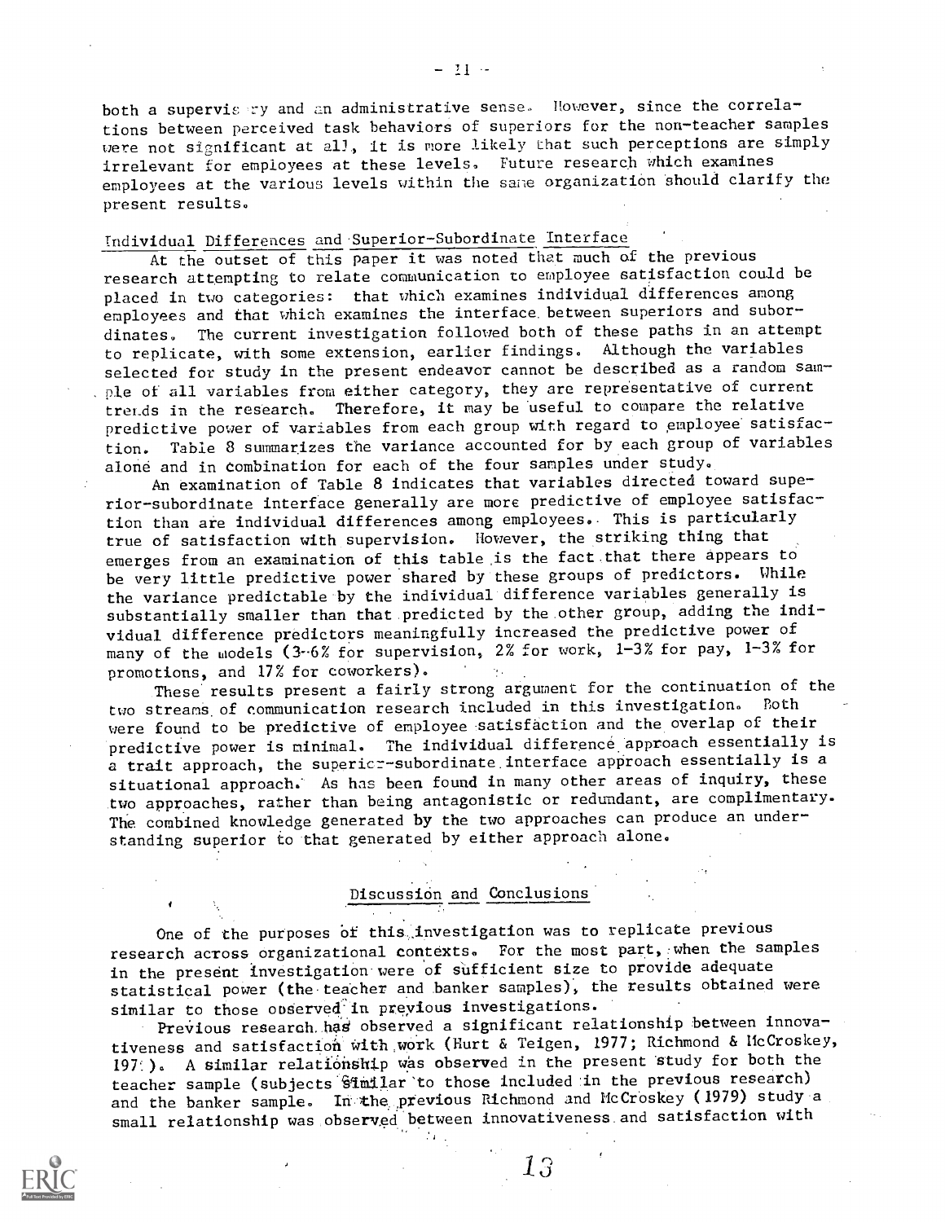both a supervisory and an administrative sense. However, since the correlations between perceived task behaviors of superiors for the non-teacher samples were not significant at all, it is more likely that such perceptions are simply irrelevant for employees at these levels. Future research which examines employees at the various levels within the same organization should clarify the present results.

### Individual Differences and Superior-Subordinate Interface

At the outset of this paper it was noted that much of the previous research attempting to relate communication to employee satisfaction could be placed in two categories: that which examines individual differences among employees and that which examines the interface between superiors and subordinates. The current investigation followed both of these paths in an attempt to replicate, with some extension, earlier findings. Although the variables selected for study in the present endeavor cannot be described as a random sample of all variables from either category, they are representative of current trends in the research. Therefore, it may be useful to compare the relative predictive power of variables from each group with regard to employee satisfaction. Table 8 summarizes the variance accounted for by each group of variables alone and in combination for each of the four samples under study.

An examination of Table 8 indicates that variables directed toward superior-subordinate interface generally are more predictive of employee satisfaction than are individual differences among employees. This is particularly true of satisfaction with supervision. However, the striking thing that emerges from an examination of this table is the fact that there appears to be very little predictive power shared by these groups of predictors. While the variance predictable by the individual difference variables generally is substantially smaller than that predicted by the other group, adding the individual difference predictors meaningfully increased the predictive power of many of the models (3-6% for supervision, 2% for work, 1-3% for pay, 1-3% for promotions, and 17% for coworkers).

These results present a fairly strong argument for the continuation of the two streams of communication research included in this investigation. Both were found to be predictive of employee satisfaction and the overlap of their predictive power is minimal. The individual difference approach essentially is a trait approach, the superior-subordinate interface approach essentially is a situational approach. As has been found in many other areas of inquiry, these two approaches, rather than being antagonistic or redundant, are complimentary. The combined knowledge generated by the two approaches can produce an understanding superior to that generated by either approach alone.

## Discussion and Conclusions

One of the purposes of this investigation was to replicate previous research across organizational contexts. For the most part, when the samples in the present investigation were of sufficient size to provide adequate statistical power (the teacher and banker samples), the results obtained were similar to those observed in previous investigations.

Previous research has observed a significant relationship between innovativeness and satisfaction with work (Hurt & Teigen, 1977; Richmond & McCroskey, 197 ). A similar relationship was observed in the present study for both the teacher sample (subjects similar to those included in the previous research) and the banker sample. In the previous Richmond and McCroskey (1979) study a small relationship was observed between innovativeness and satisfaction with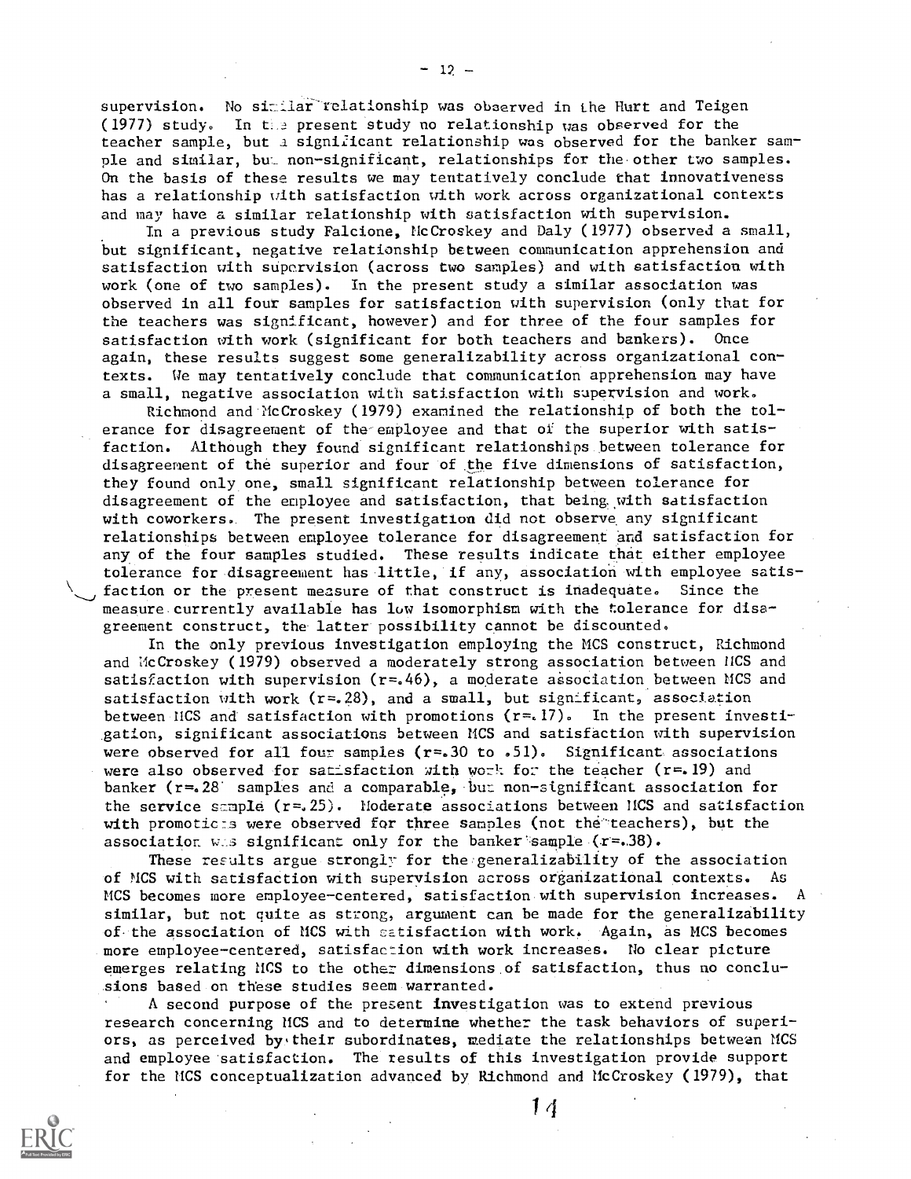supervision. No similar relationship was observed in the Hurt and Teigen (1977) study. In the present study no relationship was observed for the teacher sample, but a significant relationship was observed for the banker sample and similar, but non-significant, relationships for the other two samples. On the basis of these results we may tentatively conclude that innovativeness has a relationship with satisfaction with work across organizational contexts and may have a similar relationship with satisfaction with supervision.

In a previous study Falcione, McCroskey and Daly (1977) observed a small, but significant, negative relationship between communication apprehension and satisfaction with supervision (across two samples) and with satisfaction with work (one of two samples). In the present study a similar association was observed in all four samples for satisfaction with supervision (only that for the teachers was significant, however) and for three of the four samples for satisfaction with work (significant for both teachers and bankers). Once again, these results suggest some generalizability across organizational contexts. We may tentatively conclude that communication apprehension may have a small, negative association with satisfaction with supervision and work.

Richmond and McCroskey (1979) examined the relationship of both the tolerance for disagreement of the employee and that of the superior with satisfaction. Although they found significant relationships between tolerance for disagreement of the superior and four of the five dimensions of satisfaction, they found only one, small significant relationship between tolerance for disagreement of the employee and satisfaction, that being with satisfaction with coworkers. The present investigation did not observe any significant relationships between employee tolerance for disagreement and satisfaction for any of the four samples studied. These results indicate that either employee tolerance for disagreement has little, if any, association with employee satisfaction or the present measure of that construct is inadequate. Since the measure currently available has low isomorphism with the tolerance for disagreement construct, the latter possibility cannot be discounted.

In the only previous investigation employing the MCS construct, Richmond and McCroskey (1979) observed a moderately strong association between MCS and satisfaction with supervision ($r=.46$), a moderate association between MCS and satisfaction with work ($r=.28$), and a small, but significant, association between MCS and satisfaction with promotions ($r=.17$). In the present investigation, significant associations between MCS and satisfaction with supervision were observed for all four samples ($r=.30$ to $.51$). Significant associations were also observed for satisfaction with work for the teacher ($r=.19$) and banker ($r=.28$) samples and a comparable, but non-significant association for the service sample ($r=.25$). Moderate associations between MCS and satisfaction with promotions were observed for three samples (not the teachers), but the association was significant only for the banker sample ($r=.38$).

These results argue strongly for the generalizability of the association of MCS with satisfaction with supervision across organizational contexts. As MCS becomes more employee-centered, satisfaction with supervision increases. A similar, but not quite as strong, argument can be made for the generalizability of the association of MCS with satisfaction with work. Again, as MCS becomes more employee-centered, satisfaction with work increases. No clear picture emerges relating MCS to the other dimensions of satisfaction, thus no conclusions based on these studies seem warranted.

A second purpose of the present investigation was to extend previous research concerning MCS and to determine whether the task behaviors of superiors, as perceived by their subordinates, mediate the relationships between MCS and employee satisfaction. The results of this investigation provide support for the MCS conceptualization advanced by Richmond and McCroskey (1979), that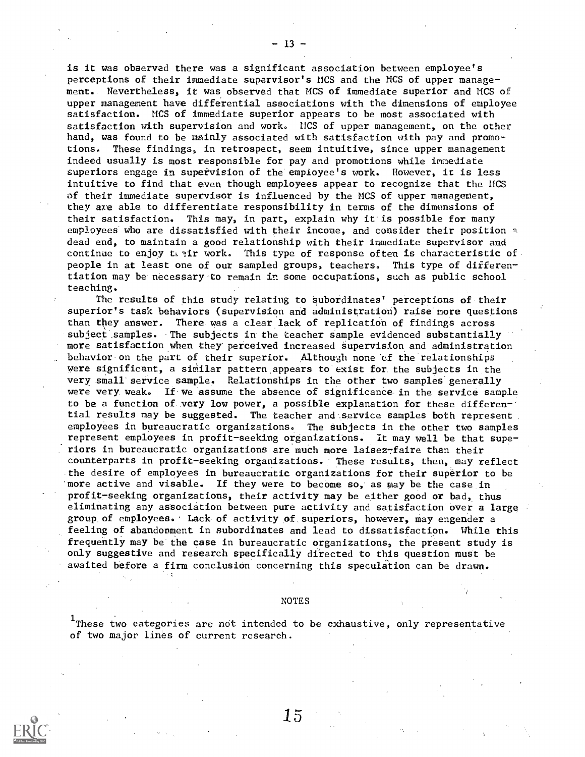is it was observed there was a significant association between employee's perceptions of their immediate supervisor's MCS and the MCS of upper management. Nevertheless, it was observed that MCS of immediate superior and MCS of upper management have differential associations with the dimensions of employee satisfaction. MCS of immediate superior appears to be most associated with satisfaction with supervision and work. MCS of upper management, on the other hand, was found to be mainly associated with satisfaction with pay and promotions. These findings, in retrospect, seem intuitive, since upper management indeed usually is most responsible for pay and promotions while immediate superiors engage in supervision of the employee's work. However, it is less intuitive to find that even though employees appear to recognize that the MCS of their immediate supervisor is influenced by the MCS of upper management, they are able to differentiate responsibility in terms of the dimensions of their satisfaction. This may, in part, explain why it is possible for many employees who are dissatisfied with their income, and consider their position a dead end, to maintain a good relationship with their immediate supervisor and continue to enjoy their work. This type of response often is characteristic of people in at least one of our sampled groups, teachers. This type of differentiation may be necessary to remain in some occupations, such as public school teaching.

The results of this study relating to subordinates' perceptions of their superior's task behaviors (supervision and administration) raise more questions than they answer. There was a clear lack of replication of findings across subject samples. The subjects in the teacher sample evidenced substantially more satisfaction when they perceived increased supervision and administration behavior on the part of their superior. Although none of the relationships were significant, a similar pattern appears to exist for the subjects in the very small service sample. Relationships in the other two samples generally were very weak. If we assume the absence of significance in the service sample to be a function of very low power, a possible explanation for these differential results may be suggested. The teacher and service samples both represent employees in bureaucratic organizations. The subjects in the other two samples represent employees in profit-seeking organizations. It may well be that superiors in bureaucratic organizations are much more laisez-faire than their counterparts in profit-seeking organizations. These results, then, may reflect the desire of employees in bureaucratic organizations for their superior to be more active and visable. If they were to become so, as may be the case in profit-seeking organizations, their activity may be either good or bad, thus eliminating any association between pure activity and satisfaction over a large group of employees. Lack of activity of superiors, however, may engender a feeling of abandonment in subordinates and lead to dissatisfaction. While this frequently may be the case in bureaucratic organizations, the present study is only suggestive and research specifically directed to this question must be awaited before a firm conclusion concerning this speculation can be drawn.

## NOTES

[1]These two categories are not intended to be exhaustive, only representative of two major lines of current research.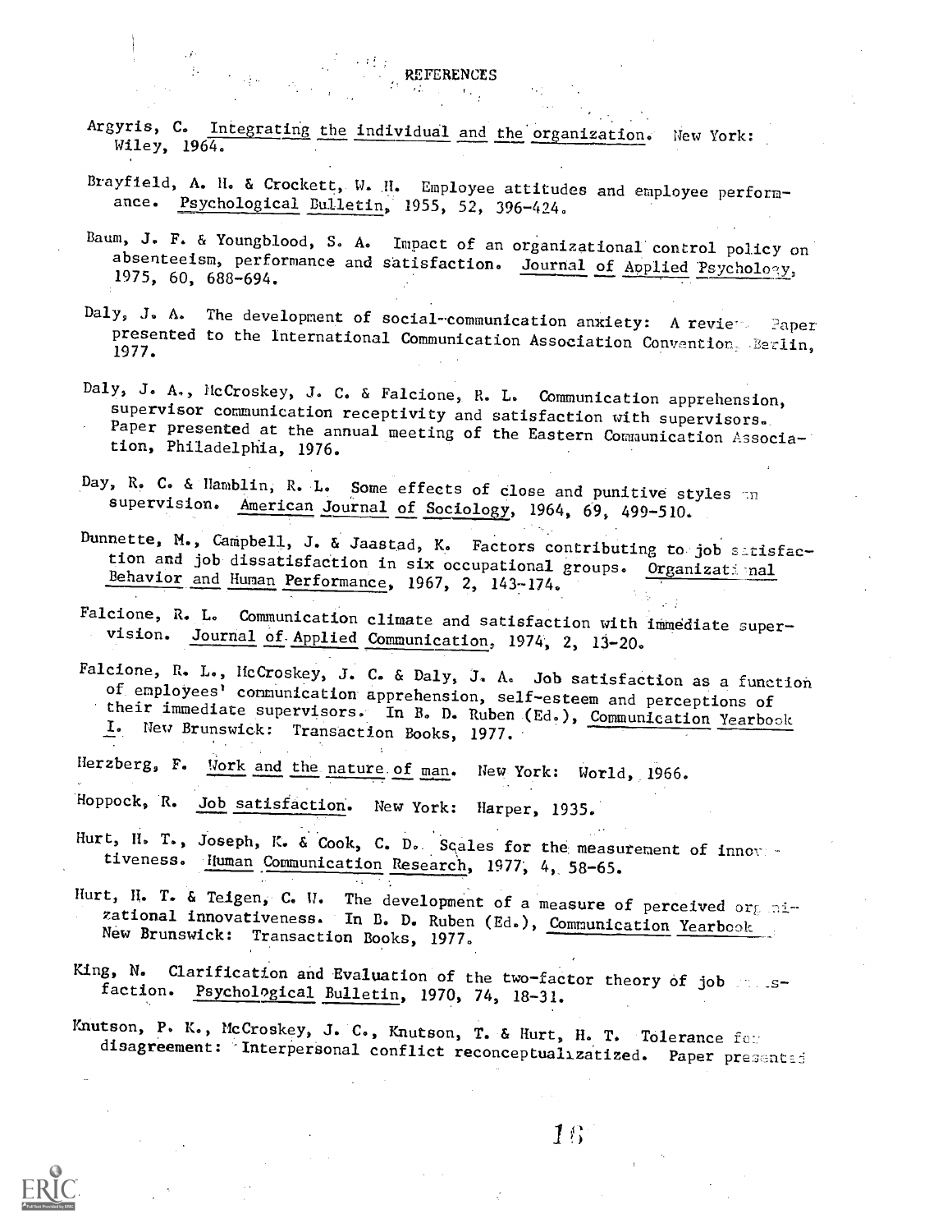# REFERENCES

Argyris, C. *Integrating the individual and the organization.* New York: Wiley, 1964.

Brayfield, A. H. & Crockett, W. H. Employee attitudes and employee performance. *Psychological Bulletin,* 1955, 52, 396-424.

Baum, J. F. & Youngblood, S. A. Impact of an organizational control policy on absenteeism, performance and satisfaction. *Journal of Applied Psychology,* 1975, 60, 688-694.

Daly, J. A. The development of social-communication anxiety: A review. Paper presented to the International Communication Association Convention, Berlin, 1977.

Daly, J. A., McCroskey, J. C. & Falcione, R. L. Communication apprehension, supervisor communication receptivity and satisfaction with supervisors. Paper presented at the annual meeting of the Eastern Communication Association, Philadelphia, 1976.

Day, R. C. & Hamblin, R. L. Some effects of close and punitive styles on supervision. *American Journal of Sociology,* 1964, 69, 499-510.

Dunnette, M., Campbell, J. & Jaastad, K. Factors contributing to job satisfaction and job dissatisfaction in six occupational groups. *Organizational Behavior and Human Performance,* 1967, 2, 143-174.

Falcione, R. L. Communication climate and satisfaction with immediate supervision. *Journal of Applied Communication,* 1974, 2, 13-20.

Falcione, R. L., McCroskey, J. C. & Daly, J. A. Job satisfaction as a function of employees' communication apprehension, self-esteem and perceptions of their immediate supervisors. In B. D. Ruben (Ed.), *Communication Yearbook I.* New Brunswick: Transaction Books, 1977.

Herzberg, F. *Work and the nature of man.* New York: World, 1966.

Hoppock, R. *Job satisfaction.* New York: Harper, 1935.

Hurt, H. T., Joseph, K. & Cook, C. D. Scales for the measurement of innovativeness. *Human Communication Research,* 1977, 4, 58-65.

Hurt, H. T. & Teigen, C. W. The development of a measure of perceived organizational innovativeness. In B. D. Ruben (Ed.), *Communication Yearbook.* New Brunswick: Transaction Books, 1977.

King, N. Clarification and Evaluation of the two-factor theory of job satisfaction. *Psychological Bulletin,* 1970, 74, 18-31.

Knutson, P. K., McCroskey, J. C., Knutson, T. & Hurt, H. T. Tolerance for disagreement: Interpersonal conflict reconceptualizatized. Paper presented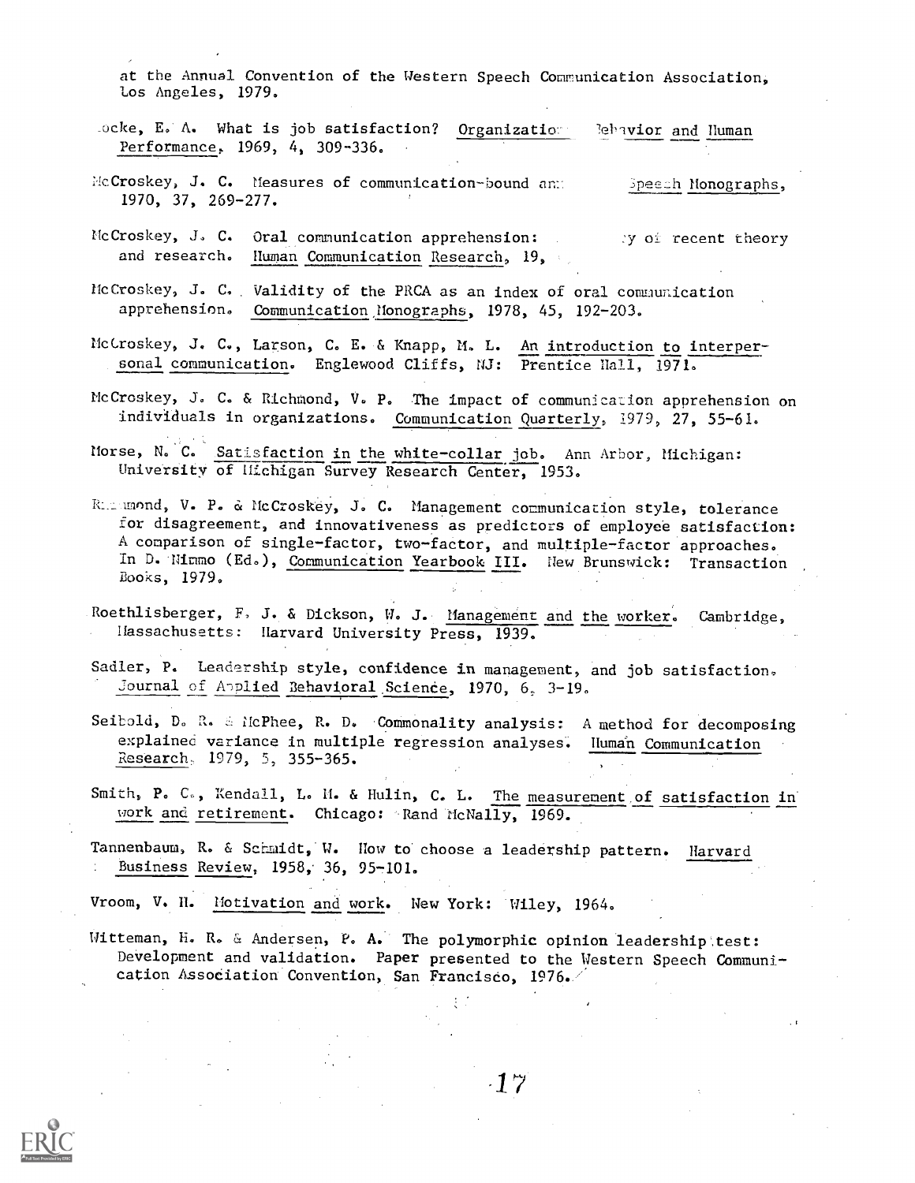at the Annual Convention of the Western Speech Communication Association, Los Angeles, 1979.

Locke, E. A. What is job satisfaction? Organizational Behavior and Human Performance, 1969, 4, 309-336.

McCroskey, J. C. Measures of communication-bound anxiety. Speech Monographs, 1970, 37, 269-277.

McCroskey, J. C. Oral communication apprehension: A summary of recent theory and research. Human Communication Research, 19,

McCroskey, J. C. Validity of the PRCA as an index of oral communication apprehension. Communication Monographs, 1978, 45, 192-203.

McCroskey, J. C., Larson, C. E. & Knapp, M. L. An introduction to interpersonal communication. Englewood Cliffs, NJ: Prentice Hall, 1971.

McCroskey, J. C. & Richmond, V. P. The impact of communication apprehension on individuals in organizations. Communication Quarterly, 1979, 27, 55-61.

Morse, N. C. Satisfaction in the white-collar job. Ann Arbor, Michigan: University of Michigan Survey Research Center, 1953.

Richmond, V. P. & McCroskey, J. C. Management communication style, tolerance for disagreement, and innovativeness as predictors of employee satisfaction: A comparison of single-factor, two-factor, and multiple-factor approaches. In D. Nimmo (Ed.), Communication Yearbook III. New Brunswick: Transaction Books, 1979.

Roethlisberger, F. J. & Dickson, W. J. Management and the worker. Cambridge, Massachusetts: Harvard University Press, 1939.

Sadler, P. Leadership style, confidence in management, and job satisfaction. Journal of Applied Behavioral Science, 1970, 6, 3-19.

Seibold, D. R. & McPhee, R. D. Commonality analysis: A method for decomposing explained variance in multiple regression analyses. Human Communication Research, 1979, 5, 355-365.

Smith, P. C., Kendall, L. M. & Hulin, C. L. The measurement of satisfaction in work and retirement. Chicago: Rand McNally, 1969.

Tannenbaum, R. & Schmidt, W. How to choose a leadership pattern. Harvard Business Review, 1958, 36, 95-101.

Vroom, V. H. Motivation and work. New York: Wiley, 1964.

Witteman, H. R. & Andersen, P. A. The polymorphic opinion leadership test: Development and validation. Paper presented to the Western Speech Communication Association Convention, San Francisco, 1976.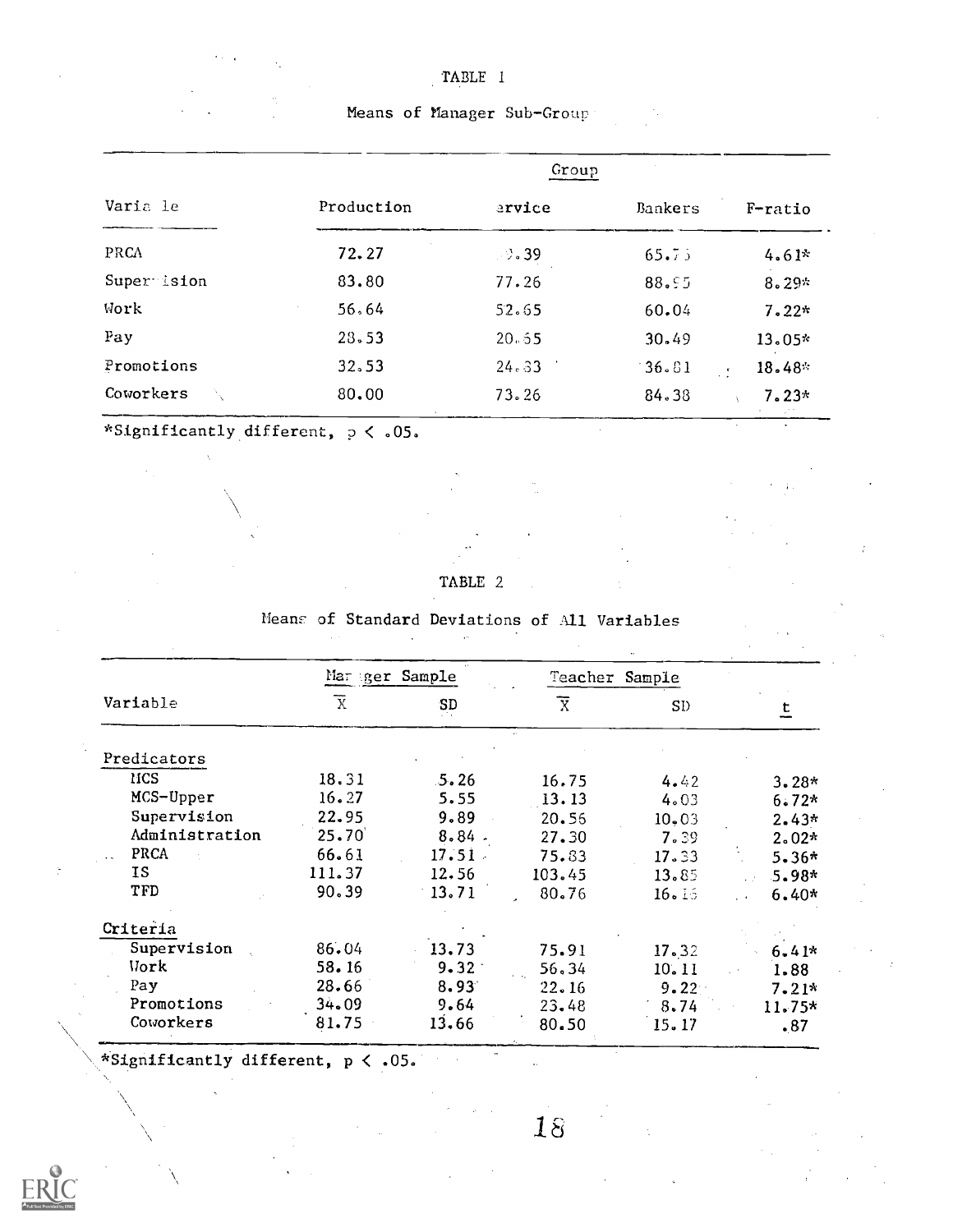TABLE 1

Means of Manager Sub-Group

| Variable | Production | Service | Bankers | F-ratio |
|---|---|---|---|---|
| PRCA | 72.27 | 9.39 | 65.75 | 4.61* |
| Supervision | 83.80 | 77.26 | 88.95 | 8.29* |
| Work | 56.64 | 52.65 | 60.04 | 7.22* |
| Pay | 28.53 | 20.55 | 30.49 | 13.05* |
| Promotions | 32.53 | 24.33 | 36.81 | 18.48* |
| Coworkers | 80.00 | 73.26 | 84.38 | 7.23* |

*Significantly different, $p < .05$.

TABLE 2

Means of Standard Deviations of All Variables

| Variable | Manager Sample $\overline{X}$ | Manager Sample SD | Teacher Sample $\overline{X}$ | Teacher Sample SD | t |
|---|---|---|---|---|---|
| **Predicators** | | | | | |
| MCS | 18.31 | 5.26 | 16.75 | 4.42 | 3.28* |
| MCS-Upper | 16.27 | 5.55 | 13.13 | 4.03 | 6.72* |
| Supervision | 22.95 | 9.89 | 20.56 | 10.03 | 2.43* |
| Administration | 25.70 | 8.84 | 27.30 | 7.39 | 2.02* |
| PRCA | 66.61 | 17.51 | 75.83 | 17.33 | 5.36* |
| IS | 111.37 | 12.56 | 103.45 | 13.85 | 5.98* |
| TFD | 90.39 | 13.71 | 80.76 | 16.16 | 6.40* |
| **Criteria** | | | | | |
| Supervision | 86.04 | 13.73 | 75.91 | 17.32 | 6.41* |
| Work | 58.16 | 9.32 | 56.34 | 10.11 | 1.88 |
| Pay | 28.66 | 8.93 | 22.16 | 9.22 | 7.21* |
| Promotions | 34.09 | 9.64 | 23.48 | 8.74 | 11.75* |
| Coworkers | 81.75 | 13.66 | 80.50 | 15.17 | .87 |

*Significantly different, $p < .05$.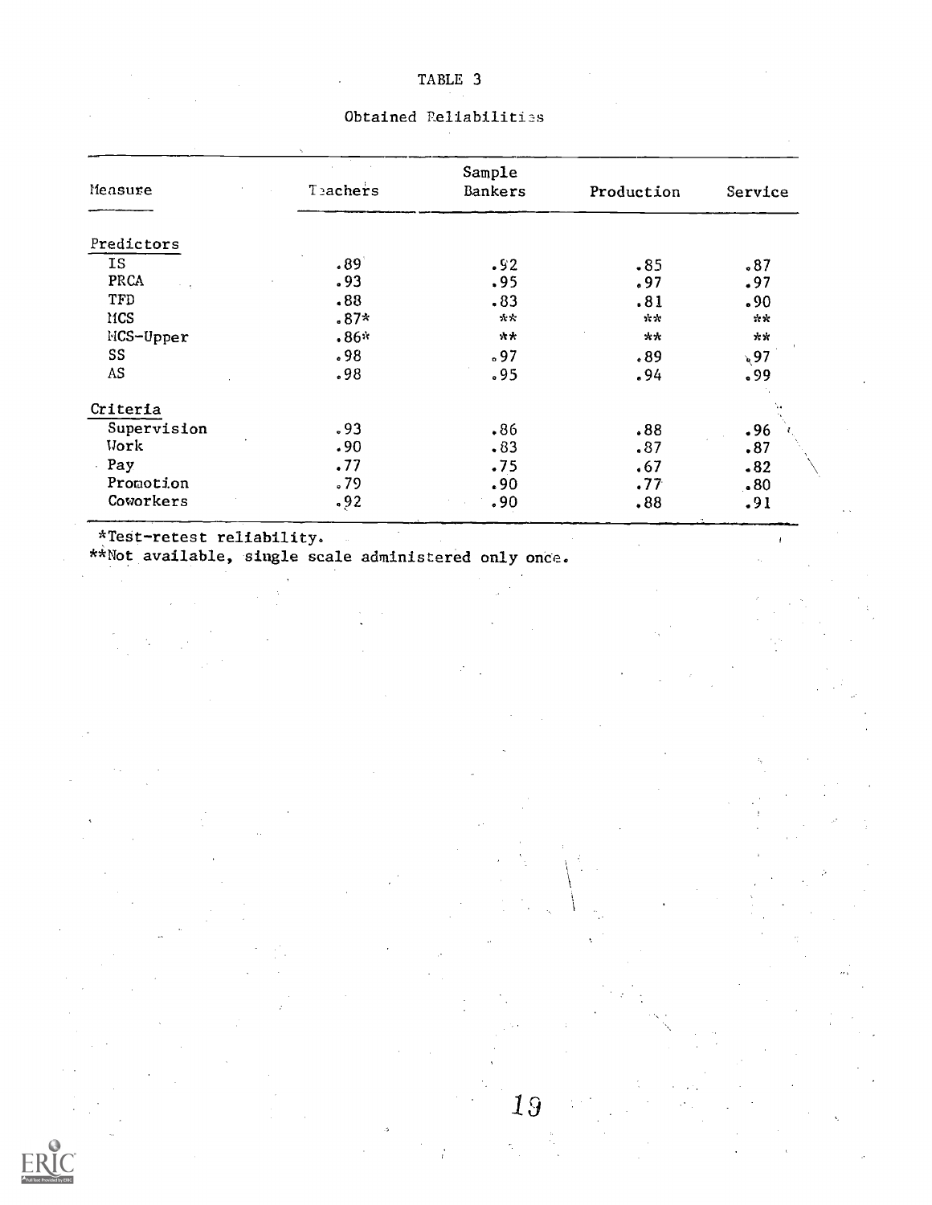TABLE 3

Obtained Reliabilities

| Measure | Sample | | | |
|---|---|---|---|---|
| | Teachers | Bankers | Production | Service |
| **Predictors** | | | | |
| IS | .89 | .92 | .85 | .87 |
| PRCA | .93 | .95 | .97 | .97 |
| TFD | .88 | .83 | .81 | .90 |
| MCS | .87* | ** | ** | ** |
| MCS-Upper | .86* | ** | ** | ** |
| SS | .98 | .97 | .89 | .97 |
| AS | .98 | .95 | .94 | .99 |
| **Criteria** | | | | |
| Supervision | .93 | .86 | .88 | .96 |
| Work | .90 | .83 | .87 | .87 |
| Pay | .77 | .75 | .67 | .82 |
| Promotion | .79 | .90 | .77 | .80 |
| Coworkers | .92 | .90 | .88 | .91 |

*Test-retest reliability.

**Not available, single scale administered only once.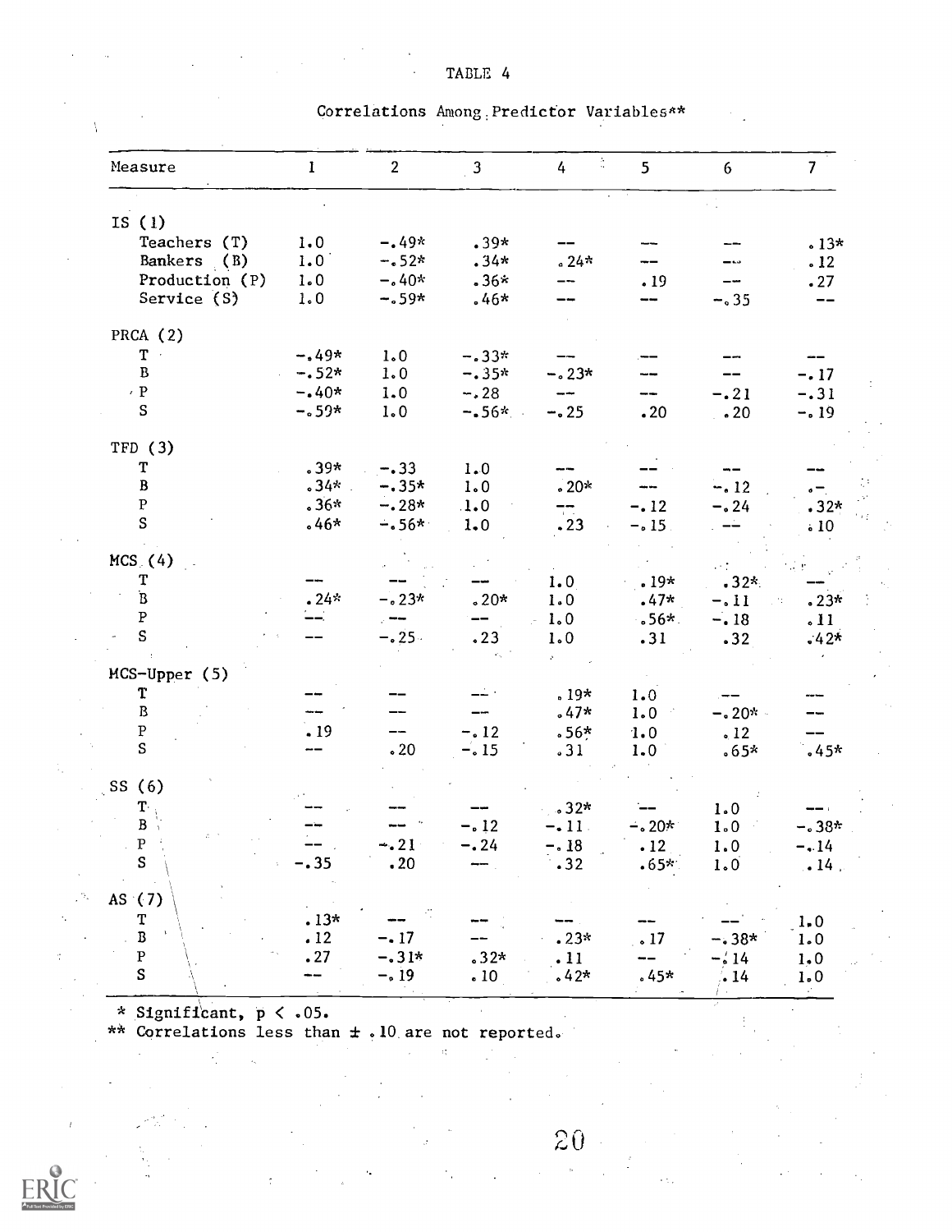TABLE 4

Correlations Among Predictor Variables**

| Measure | 1 | 2 | 3 | 4 | 5 | 6 | 7 |
|---|---|---|---|---|---|---|---|
| IS (1) | | | | | | | |
| Teachers (T) | 1.0 | -.49* | .39* | -- | -- | -- | .13* |
| Bankers (B) | 1.0 | -.52* | .34* | .24* | -- | -- | .12 |
| Production (P) | 1.0 | -.40* | .36* | -- | .19 | -- | .27 |
| Service (S) | 1.0 | -.59* | .46* | -- | -- | -.35 | -- |
| PRCA (2) | | | | | | | |
| T | -.49* | 1.0 | -.33* | -- | -- | -- | -- |
| B | -.52* | 1.0 | -.35* | -.23* | -- | -- | -.17 |
| P | -.40* | 1.0 | -.28 | -- | -- | -.21 | -.31 |
| S | -.59* | 1.0 | -.56* | -.25 | .20 | .20 | -.19 |
| TFD (3) | | | | | | | |
| T | .39* | -.33 | 1.0 | -- | -- | -- | -- |
| B | .34* | -.35* | 1.0 | .20* | -- | -.12 | .- |
| P | .36* | -.28* | 1.0 | -- | -.12 | -.24 | .32* |
| S | .46* | -.56* | 1.0 | .23 | -.15 | -- | .10 |
| MCS (4) | | | | | | | |
| T | -- | -- | -- | 1.0 | .19* | .32* | -- |
| B | .24* | -.23* | .20* | 1.0 | .47* | -.11 | .23* |
| P | -- | -- | -- | 1.0 | .56* | -.18 | .11 |
| S | -- | -.25 | .23 | 1.0 | .31 | .32 | .42* |
| MCS-Upper (5) | | | | | | | |
| T | -- | -- | -- | .19* | 1.0 | -- | -- |
| B | -- | -- | -- | .47* | 1.0 | -.20* | -- |
| P | .19 | -- | -.12 | .56* | 1.0 | .12 | -- |
| S | -- | .20 | -.15 | .31 | 1.0 | .65* | .45* |
| SS (6) | | | | | | | |
| T | -- | -- | -- | .32* | -- | 1.0 | -- |
| B | -- | -- | -.12 | -.11 | -.20* | 1.0 | -.38* |
| P | -- | -.21 | -.24 | -.18 | .12 | 1.0 | -.14 |
| S | -.35 | .20 | -- | .32 | .65* | 1.0 | .14 |
| AS (7) | | | | | | | |
| T | .13* | -- | -- | -- | -- | -- | 1.0 |
| B | .12 | -.17 | -- | .23* | .17 | -.38* | 1.0 |
| P | .27 | -.31* | .32* | .11 | -- | -.14 | 1.0 |
| S | -- | -.19 | .10 | .42* | .45* | .14 | 1.0 |

\* Significant, $p < .05$.
** Correlations less than ± .10 are not reported.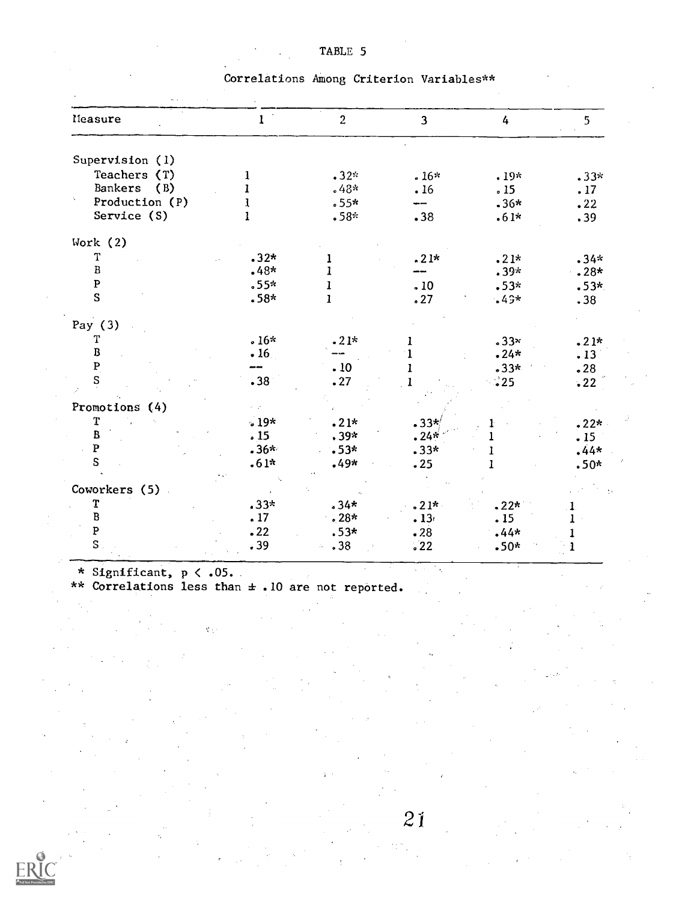TABLE 5

Correlations Among Criterion Variables**

| Measure | 1 | 2 | 3 | 4 | 5 |
|---|---|---|---|---|---|
| Supervision (1) | | | | | |
| Teachers (T) | 1 | .32* | .16* | .19* | .33* |
| Bankers (B) | 1 | .48* | .16 | .15 | .17 |
| Production (P) | 1 | .55* | -- | .36* | .22 |
| Service (S) | 1 | .58* | .38 | .61* | .39 |
| Work (2) | | | | | |
| T | .32* | 1 | .21* | .21* | .34* |
| B | .48* | 1 | -- | .39* | .28* |
| P | .55* | 1 | .10 | .53* | .53* |
| S | .58* | 1 | .27 | .49* | .38 |
| Pay (3) | | | | | |
| T | .16* | .21* | 1 | .33* | .21* |
| B | .16 | -- | 1 | .24* | .13 |
| P | -- | .10 | 1 | .33* | .28 |
| S | .38 | .27 | 1 | .25 | .22 |
| Promotions (4) | | | | | |
| T | .19* | .21* | .33* | 1 | .22* |
| B | .15 | .39* | .24* | 1 | .15 |
| P | .36* | .53* | .33* | 1 | .44* |
| S | .61* | .49* | .25 | 1 | .50* |
| Coworkers (5) | | | | | |
| T | .33* | .34* | .21* | .22* | 1 |
| B | .17 | .28* | .13 | .15 | 1 |
| P | .22 | .53* | .28 | .44* | 1 |
| S | .39 | .38 | .22 | .50* | 1 |

\* Significant, $p < .05$.

** Correlations less than ± .10 are not reported.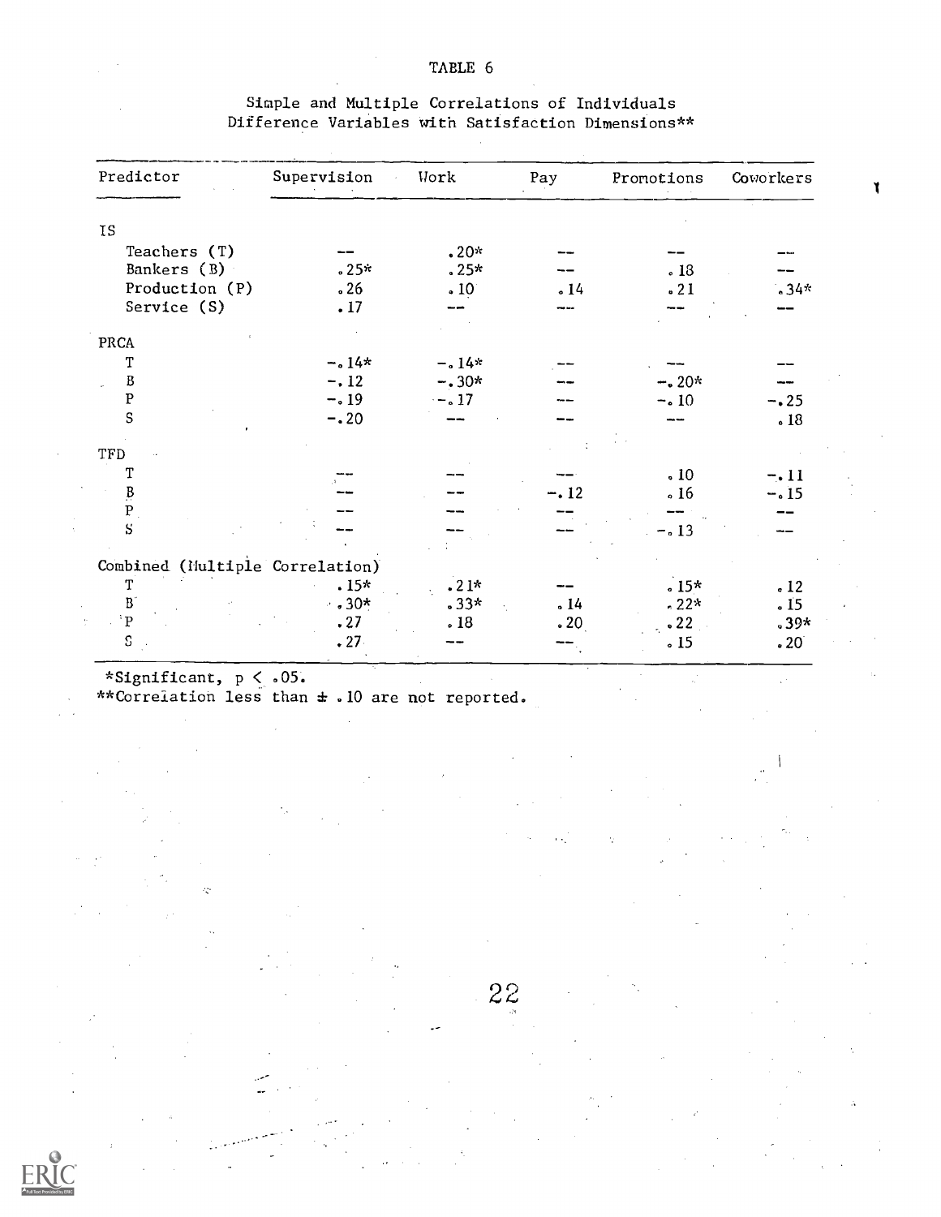TABLE 6

Simple and Multiple Correlations of Individuals Difference Variables with Satisfaction Dimensions**

| Predictor | Supervision | Work | Pay | Promotions | Coworkers |
|---|---|---|---|---|---|
| IS | | | | | |
| Teachers (T) | -- | .20* | -- | -- | -- |
| Bankers (B) | .25* | .25* | -- | .18 | -- |
| Production (P) | .26 | .10 | .14 | .21 | .34* |
| Service (S) | .17 | -- | -- | -- | -- |
| PRCA | | | | | |
| T | -.14* | -.14* | -- | -- | -- |
| B | -.12 | -.30* | -- | -.20* | -- |
| P | -.19 | -.17 | -- | -.10 | -.25 |
| S | -.20 | -- | -- | -- | .18 |
| TFD | | | | | |
| T | -- | -- | -- | .10 | -.11 |
| B | -- | -- | -.12 | .16 | -.15 |
| P | -- | -- | -- | -- | -- |
| S | -- | -- | -- | -.13 | -- |
| Combined (Multiple Correlation) | | | | | |
| T | .15* | .21* | -- | .15* | .12 |
| B | .30* | .33* | .14 | .22* | .15 |
| P | .27 | .18 | .20 | .22 | .39* |
| S | .27 | -- | -- | .15 | .20 |

*Significant, $p < .05$.
**Correlation less than ± .10 are not reported.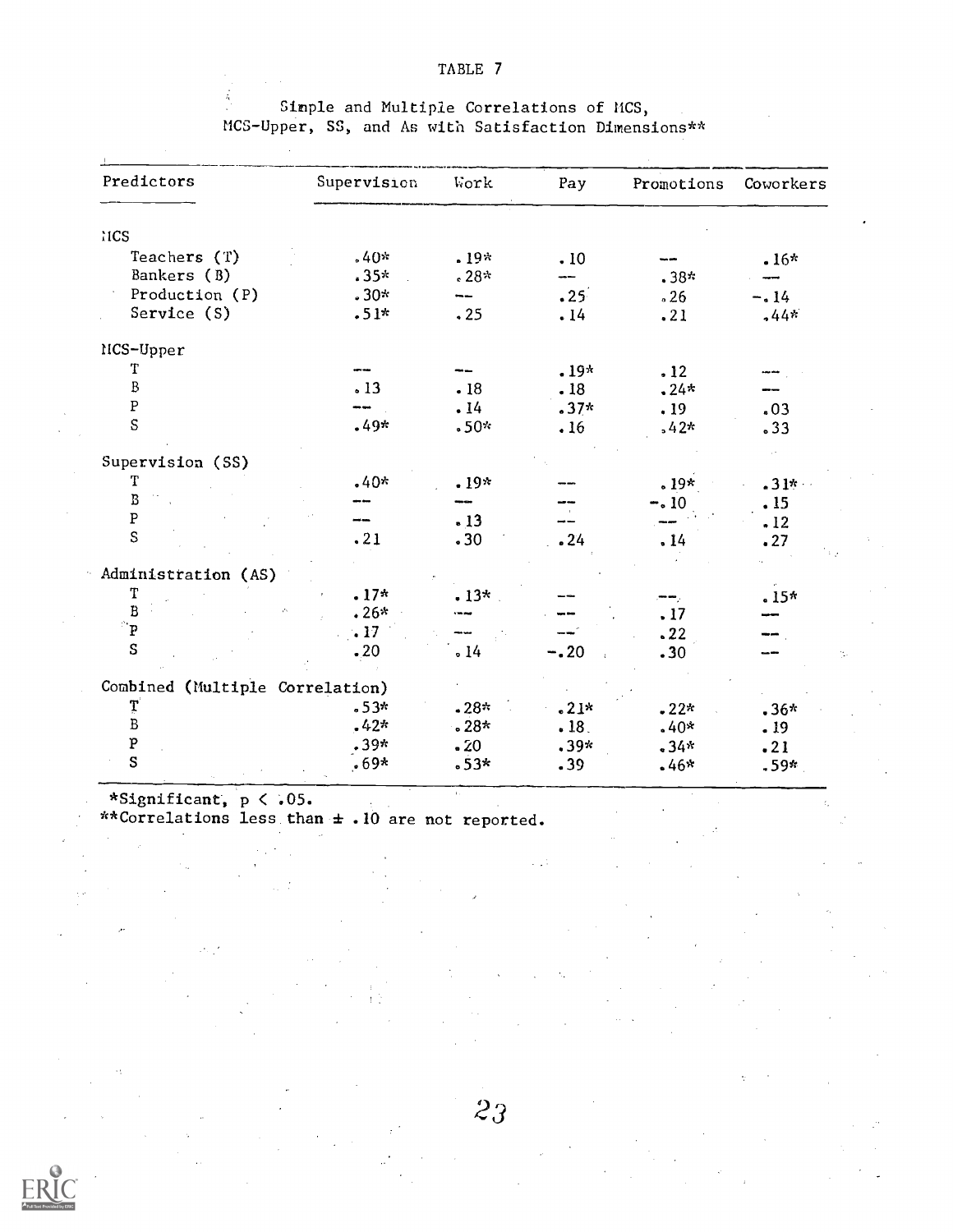TABLE 7

Simple and Multiple Correlations of MCS, MCS-Upper, SS, and As with Satisfaction Dimensions**

| Predictors | Supervision | Work | Pay | Promotions | Coworkers |
|---|---|---|---|---|---|
| MCS | | | | | |
| Teachers (T) | .40* | .19* | .10 | -- | .16* |
| Bankers (B) | .35* | .28* | -- | .38* | -- |
| Production (P) | .30* | -- | .25 | .26 | -.14 |
| Service (S) | .51* | .25 | .14 | .21 | .44* |
| MCS-Upper | | | | | |
| T | -- | -- | .19* | .12 | -- |
| B | .13 | .18 | .18 | .24* | -- |
| P | -- | .14 | .37* | .19 | .03 |
| S | .49* | .50* | .16 | .42* | .33 |
| Supervision (SS) | | | | | |
| T | .40* | .19* | -- | .19* | .31* |
| B | -- | -- | -- | -.10 | .15 |
| P | -- | .13 | -- | -- | .12 |
| S | .21 | .30 | .24 | .14 | .27 |
| Administration (AS) | | | | | |
| T | .17* | .13* | -- | -- | .15* |
| B | .26* | -- | -- | .17 | -- |
| P | .17 | -- | -- | .22 | -- |
| S | .20 | .14 | -.20 | .30 | -- |
| Combined (Multiple Correlation) | | | | | |
| T | .53* | .28* | .21* | .22* | .36* |
| B | .42* | .28* | .18 | .40* | .19 |
| P | .39* | .20 | .39* | .34* | .21 |
| S | .69* | .53* | .39 | .46* | .59* |

*Significant, $p < .05$.

**Correlations less than ± .10 are not reported.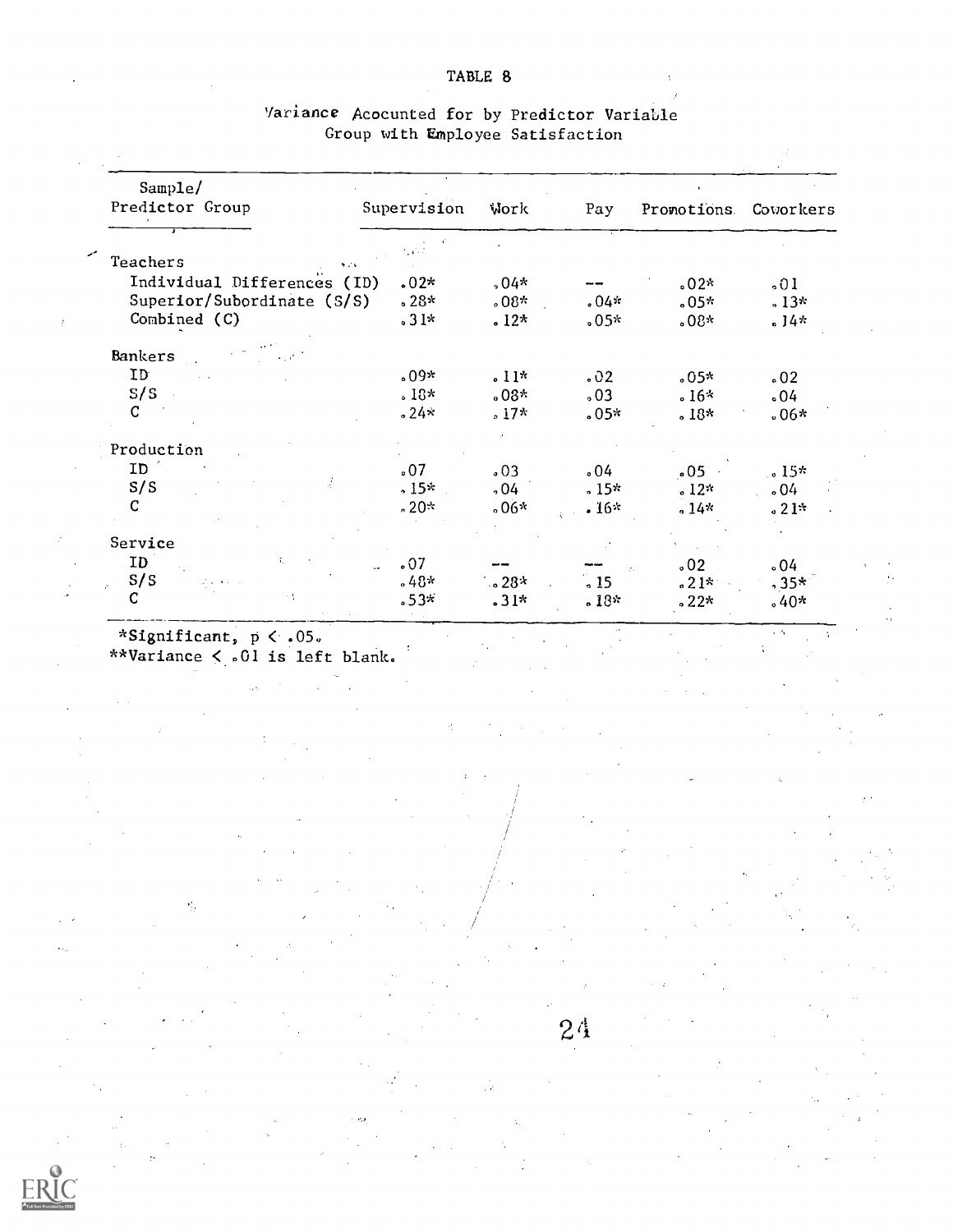TABLE 8

Variance Acocunted for by Predictor Variable Group with Employee Satisfaction

| Sample/ Predictor Group | Supervision | Work | Pay | Promotions | Coworkers |
|---|---|---|---|---|---|
| Teachers | | | | | |
| Individual Differences (ID) | .02* | .04* | -- | .02* | .01 |
| Superior/Subordinate (S/S) | .28* | .08* | .04* | .05* | .13* |
| Combined (C) | .31* | .12* | .05* | .08* | .14* |
| Bankers | | | | | |
| ID | .09* | .11* | .02 | .05* | .02 |
| S/S | .18* | .08* | .03 | .16* | .04 |
| C | .24* | .17* | .05* | .18* | .06* |
| Production | | | | | |
| ID | .07 | .03 | .04 | .05 | .15* |
| S/S | .15* | .04 | .15* | .12* | .04 |
| C | .20* | .06* | .16* | .14* | .21* |
| Service | | | | | |
| ID | .07 | -- | -- | .02 | .04 |
| S/S | .48* | .28* | .15 | .21* | .35* |
| C | .53* | .31* | .18* | .22* | .40* |

*Significant, $p < .05$.

**Variance < .01 is left blank.